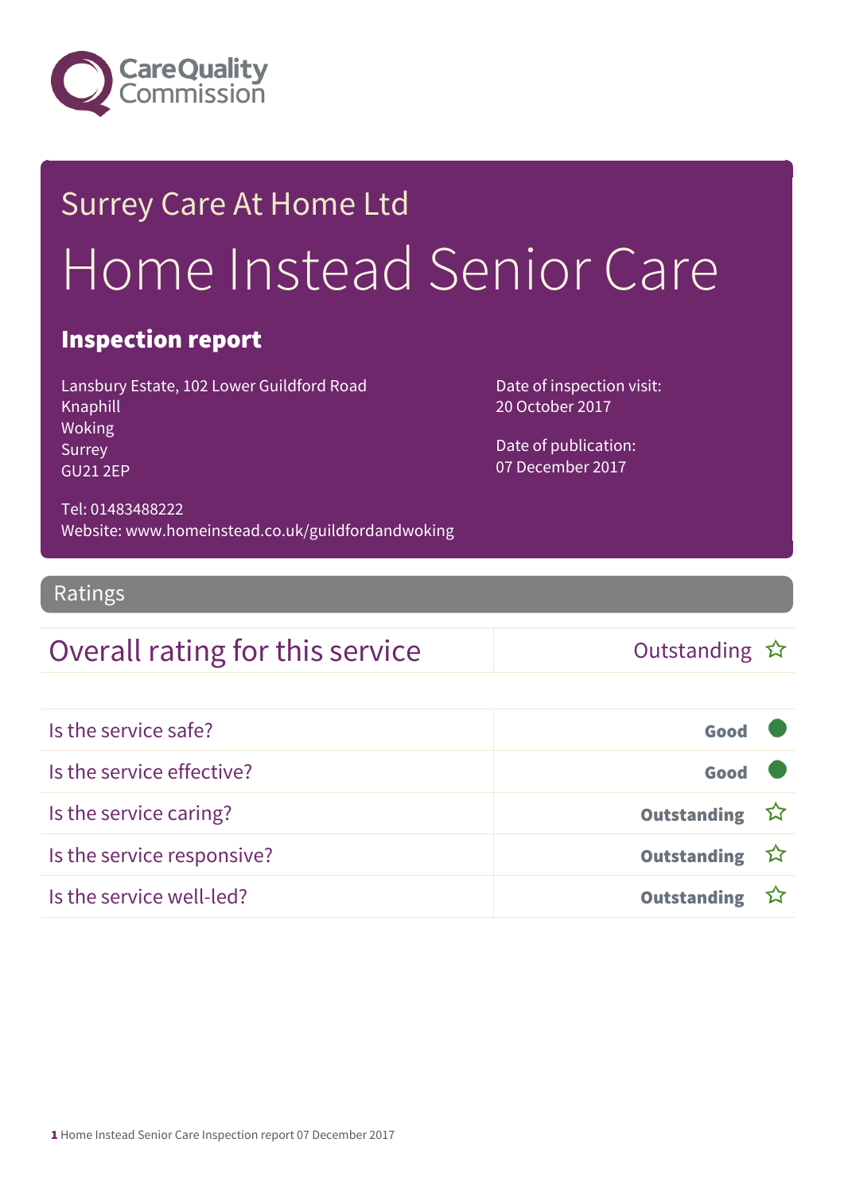Care Quality Commission

Surrey Care At Home Ltd

# Home Instead Senior Care

## Inspection report

Lansbury Estate, 102 Lower Guildford Road
Knaphill
Woking
Surrey
GU21 2EP

Date of inspection visit:
20 October 2017

Date of publication:
07 December 2017

Tel: 01483488222
Website: www.homeinstead.co.uk/guildfordandwoking

## Ratings

| | |
|---|---|
| Overall rating for this service | Outstanding ☆ |

| | |
|---|---|
| Is the service safe? | Good |
| Is the service effective? | Good |
| Is the service caring? | Outstanding ☆ |
| Is the service responsive? | Outstanding ☆ |
| Is the service well-led? | Outstanding ☆ |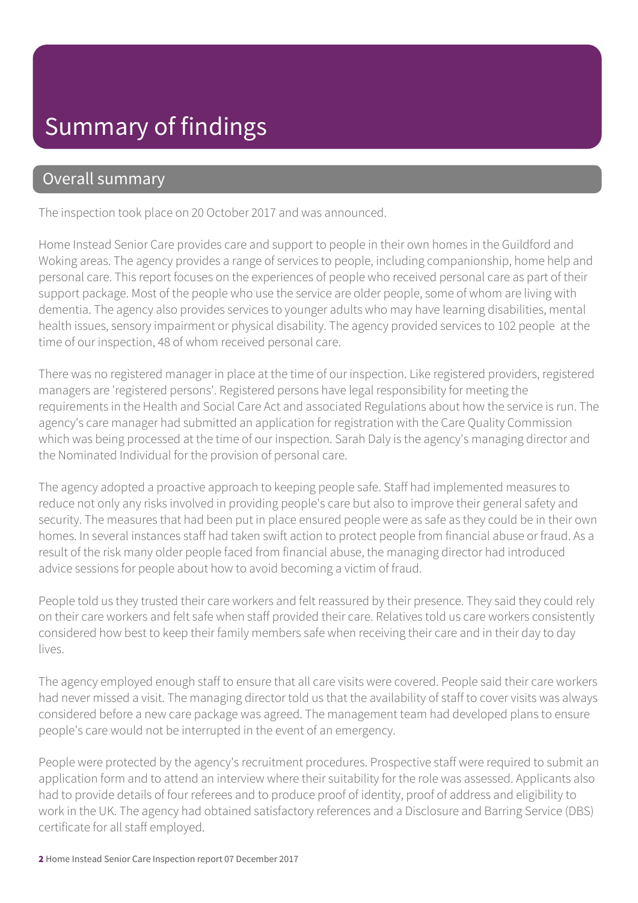# Summary of findings

## Overall summary

The inspection took place on 20 October 2017 and was announced.

Home Instead Senior Care provides care and support to people in their own homes in the Guildford and Woking areas. The agency provides a range of services to people, including companionship, home help and personal care. This report focuses on the experiences of people who received personal care as part of their support package. Most of the people who use the service are older people, some of whom are living with dementia. The agency also provides services to younger adults who may have learning disabilities, mental health issues, sensory impairment or physical disability. The agency provided services to 102 people at the time of our inspection, 48 of whom received personal care.

There was no registered manager in place at the time of our inspection. Like registered providers, registered managers are 'registered persons'. Registered persons have legal responsibility for meeting the requirements in the Health and Social Care Act and associated Regulations about how the service is run. The agency's care manager had submitted an application for registration with the Care Quality Commission which was being processed at the time of our inspection. Sarah Daly is the agency's managing director and the Nominated Individual for the provision of personal care.

The agency adopted a proactive approach to keeping people safe. Staff had implemented measures to reduce not only any risks involved in providing people's care but also to improve their general safety and security. The measures that had been put in place ensured people were as safe as they could be in their own homes. In several instances staff had taken swift action to protect people from financial abuse or fraud. As a result of the risk many older people faced from financial abuse, the managing director had introduced advice sessions for people about how to avoid becoming a victim of fraud.

People told us they trusted their care workers and felt reassured by their presence. They said they could rely on their care workers and felt safe when staff provided their care. Relatives told us care workers consistently considered how best to keep their family members safe when receiving their care and in their day to day lives.

The agency employed enough staff to ensure that all care visits were covered. People said their care workers had never missed a visit. The managing director told us that the availability of staff to cover visits was always considered before a new care package was agreed. The management team had developed plans to ensure people's care would not be interrupted in the event of an emergency.

People were protected by the agency's recruitment procedures. Prospective staff were required to submit an application form and to attend an interview where their suitability for the role was assessed. Applicants also had to provide details of four referees and to produce proof of identity, proof of address and eligibility to work in the UK. The agency had obtained satisfactory references and a Disclosure and Barring Service (DBS) certificate for all staff employed.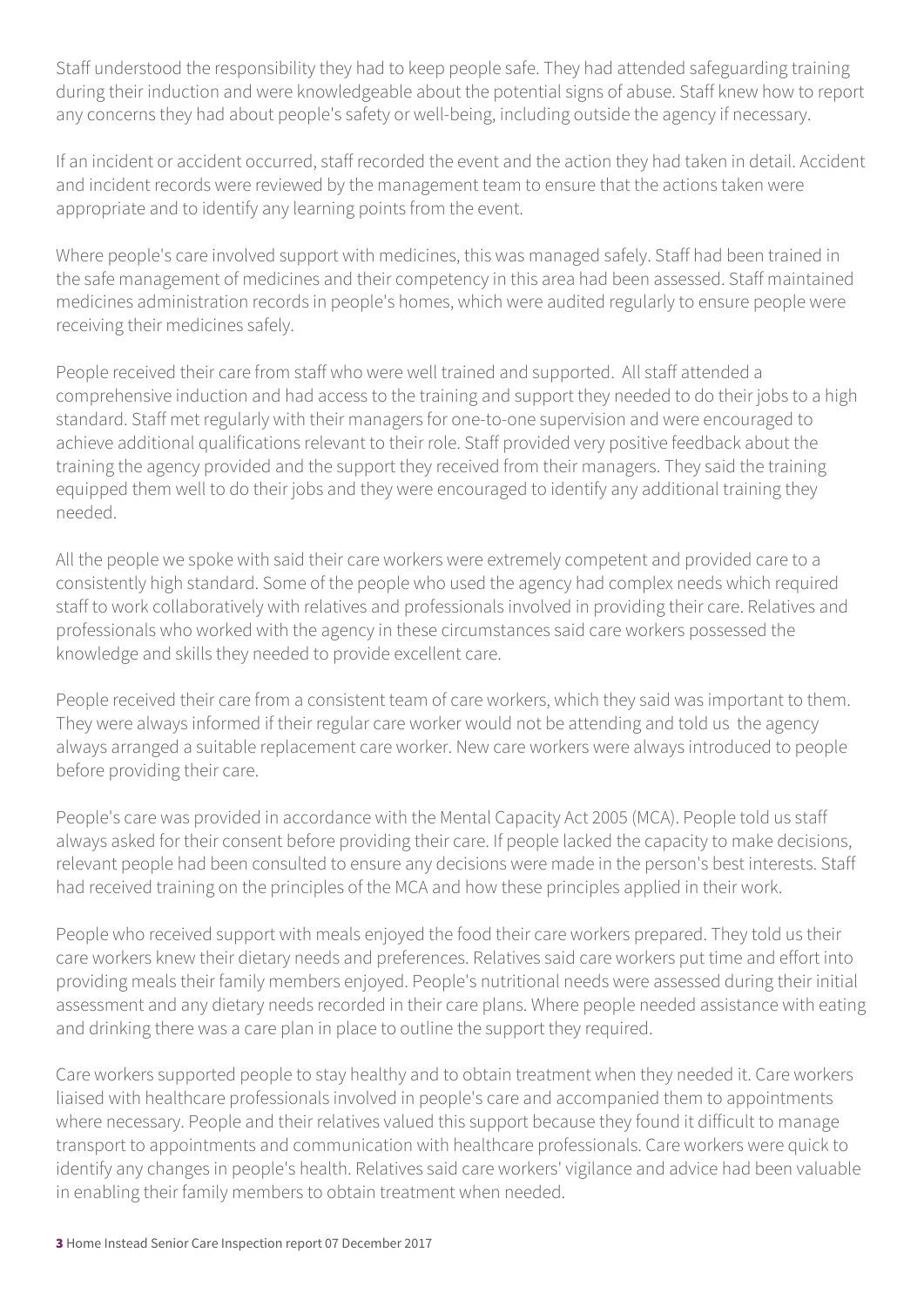Staff understood the responsibility they had to keep people safe. They had attended safeguarding training during their induction and were knowledgeable about the potential signs of abuse. Staff knew how to report any concerns they had about people's safety or well-being, including outside the agency if necessary.

If an incident or accident occurred, staff recorded the event and the action they had taken in detail. Accident and incident records were reviewed by the management team to ensure that the actions taken were appropriate and to identify any learning points from the event.

Where people's care involved support with medicines, this was managed safely. Staff had been trained in the safe management of medicines and their competency in this area had been assessed. Staff maintained medicines administration records in people's homes, which were audited regularly to ensure people were receiving their medicines safely.

People received their care from staff who were well trained and supported. All staff attended a comprehensive induction and had access to the training and support they needed to do their jobs to a high standard. Staff met regularly with their managers for one-to-one supervision and were encouraged to achieve additional qualifications relevant to their role. Staff provided very positive feedback about the training the agency provided and the support they received from their managers. They said the training equipped them well to do their jobs and they were encouraged to identify any additional training they needed.

All the people we spoke with said their care workers were extremely competent and provided care to a consistently high standard. Some of the people who used the agency had complex needs which required staff to work collaboratively with relatives and professionals involved in providing their care. Relatives and professionals who worked with the agency in these circumstances said care workers possessed the knowledge and skills they needed to provide excellent care.

People received their care from a consistent team of care workers, which they said was important to them. They were always informed if their regular care worker would not be attending and told us the agency always arranged a suitable replacement care worker. New care workers were always introduced to people before providing their care.

People's care was provided in accordance with the Mental Capacity Act 2005 (MCA). People told us staff always asked for their consent before providing their care. If people lacked the capacity to make decisions, relevant people had been consulted to ensure any decisions were made in the person's best interests. Staff had received training on the principles of the MCA and how these principles applied in their work.

People who received support with meals enjoyed the food their care workers prepared. They told us their care workers knew their dietary needs and preferences. Relatives said care workers put time and effort into providing meals their family members enjoyed. People's nutritional needs were assessed during their initial assessment and any dietary needs recorded in their care plans. Where people needed assistance with eating and drinking there was a care plan in place to outline the support they required.

Care workers supported people to stay healthy and to obtain treatment when they needed it. Care workers liaised with healthcare professionals involved in people's care and accompanied them to appointments where necessary. People and their relatives valued this support because they found it difficult to manage transport to appointments and communication with healthcare professionals. Care workers were quick to identify any changes in people's health. Relatives said care workers' vigilance and advice had been valuable in enabling their family members to obtain treatment when needed.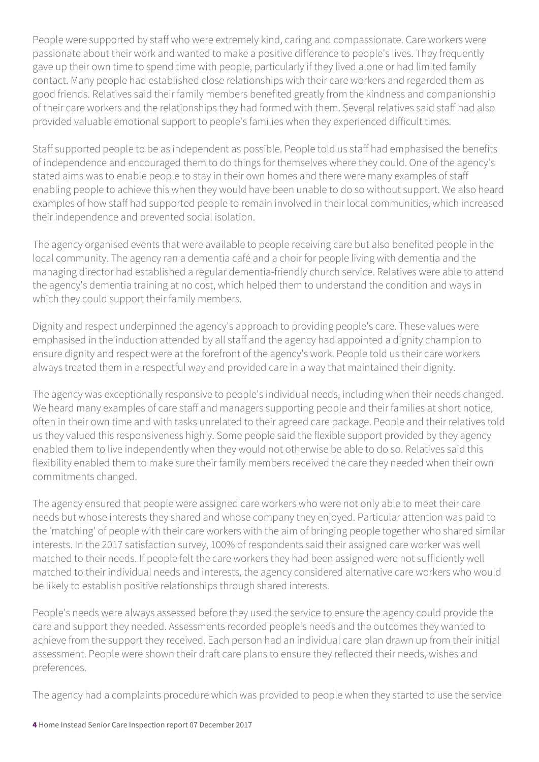People were supported by staff who were extremely kind, caring and compassionate. Care workers were passionate about their work and wanted to make a positive difference to people's lives. They frequently gave up their own time to spend time with people, particularly if they lived alone or had limited family contact. Many people had established close relationships with their care workers and regarded them as good friends. Relatives said their family members benefited greatly from the kindness and companionship of their care workers and the relationships they had formed with them. Several relatives said staff had also provided valuable emotional support to people's families when they experienced difficult times.

Staff supported people to be as independent as possible. People told us staff had emphasised the benefits of independence and encouraged them to do things for themselves where they could. One of the agency's stated aims was to enable people to stay in their own homes and there were many examples of staff enabling people to achieve this when they would have been unable to do so without support. We also heard examples of how staff had supported people to remain involved in their local communities, which increased their independence and prevented social isolation.

The agency organised events that were available to people receiving care but also benefited people in the local community. The agency ran a dementia café and a choir for people living with dementia and the managing director had established a regular dementia-friendly church service. Relatives were able to attend the agency's dementia training at no cost, which helped them to understand the condition and ways in which they could support their family members.

Dignity and respect underpinned the agency's approach to providing people's care. These values were emphasised in the induction attended by all staff and the agency had appointed a dignity champion to ensure dignity and respect were at the forefront of the agency's work. People told us their care workers always treated them in a respectful way and provided care in a way that maintained their dignity.

The agency was exceptionally responsive to people's individual needs, including when their needs changed. We heard many examples of care staff and managers supporting people and their families at short notice, often in their own time and with tasks unrelated to their agreed care package. People and their relatives told us they valued this responsiveness highly. Some people said the flexible support provided by they agency enabled them to live independently when they would not otherwise be able to do so. Relatives said this flexibility enabled them to make sure their family members received the care they needed when their own commitments changed.

The agency ensured that people were assigned care workers who were not only able to meet their care needs but whose interests they shared and whose company they enjoyed. Particular attention was paid to the 'matching' of people with their care workers with the aim of bringing people together who shared similar interests. In the 2017 satisfaction survey, 100% of respondents said their assigned care worker was well matched to their needs. If people felt the care workers they had been assigned were not sufficiently well matched to their individual needs and interests, the agency considered alternative care workers who would be likely to establish positive relationships through shared interests.

People's needs were always assessed before they used the service to ensure the agency could provide the care and support they needed. Assessments recorded people's needs and the outcomes they wanted to achieve from the support they received. Each person had an individual care plan drawn up from their initial assessment. People were shown their draft care plans to ensure they reflected their needs, wishes and preferences.

The agency had a complaints procedure which was provided to people when they started to use the service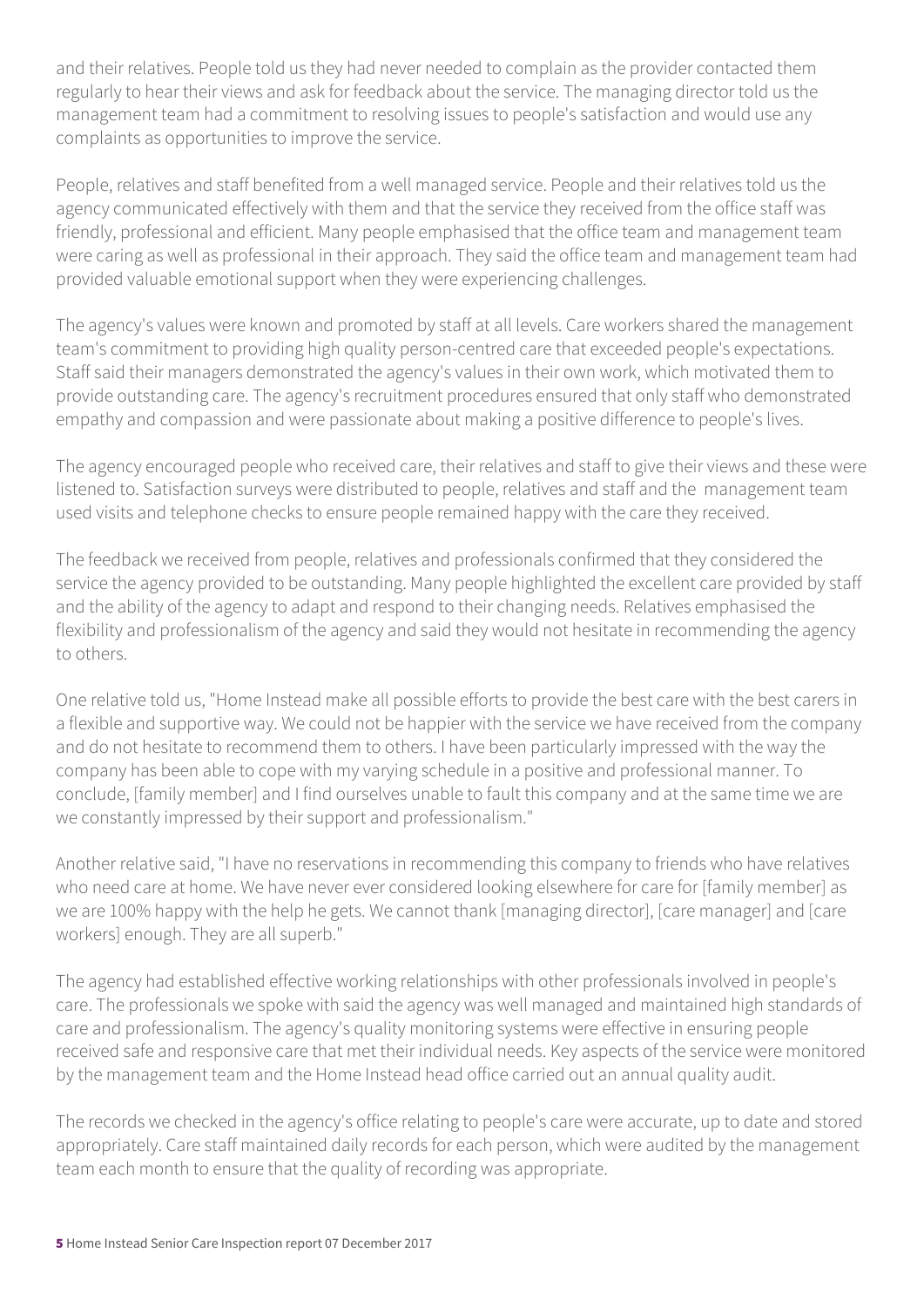and their relatives. People told us they had never needed to complain as the provider contacted them regularly to hear their views and ask for feedback about the service. The managing director told us the management team had a commitment to resolving issues to people's satisfaction and would use any complaints as opportunities to improve the service.

People, relatives and staff benefited from a well managed service. People and their relatives told us the agency communicated effectively with them and that the service they received from the office staff was friendly, professional and efficient. Many people emphasised that the office team and management team were caring as well as professional in their approach. They said the office team and management team had provided valuable emotional support when they were experiencing challenges.

The agency's values were known and promoted by staff at all levels. Care workers shared the management team's commitment to providing high quality person-centred care that exceeded people's expectations. Staff said their managers demonstrated the agency's values in their own work, which motivated them to provide outstanding care. The agency's recruitment procedures ensured that only staff who demonstrated empathy and compassion and were passionate about making a positive difference to people's lives.

The agency encouraged people who received care, their relatives and staff to give their views and these were listened to. Satisfaction surveys were distributed to people, relatives and staff and the management team used visits and telephone checks to ensure people remained happy with the care they received.

The feedback we received from people, relatives and professionals confirmed that they considered the service the agency provided to be outstanding. Many people highlighted the excellent care provided by staff and the ability of the agency to adapt and respond to their changing needs. Relatives emphasised the flexibility and professionalism of the agency and said they would not hesitate in recommending the agency to others.

One relative told us, "Home Instead make all possible efforts to provide the best care with the best carers in a flexible and supportive way. We could not be happier with the service we have received from the company and do not hesitate to recommend them to others. I have been particularly impressed with the way the company has been able to cope with my varying schedule in a positive and professional manner. To conclude, [family member] and I find ourselves unable to fault this company and at the same time we are we constantly impressed by their support and professionalism."

Another relative said, "I have no reservations in recommending this company to friends who have relatives who need care at home. We have never ever considered looking elsewhere for care for [family member] as we are 100% happy with the help he gets. We cannot thank [managing director], [care manager] and [care workers] enough. They are all superb."

The agency had established effective working relationships with other professionals involved in people's care. The professionals we spoke with said the agency was well managed and maintained high standards of care and professionalism. The agency's quality monitoring systems were effective in ensuring people received safe and responsive care that met their individual needs. Key aspects of the service were monitored by the management team and the Home Instead head office carried out an annual quality audit.

The records we checked in the agency's office relating to people's care were accurate, up to date and stored appropriately. Care staff maintained daily records for each person, which were audited by the management team each month to ensure that the quality of recording was appropriate.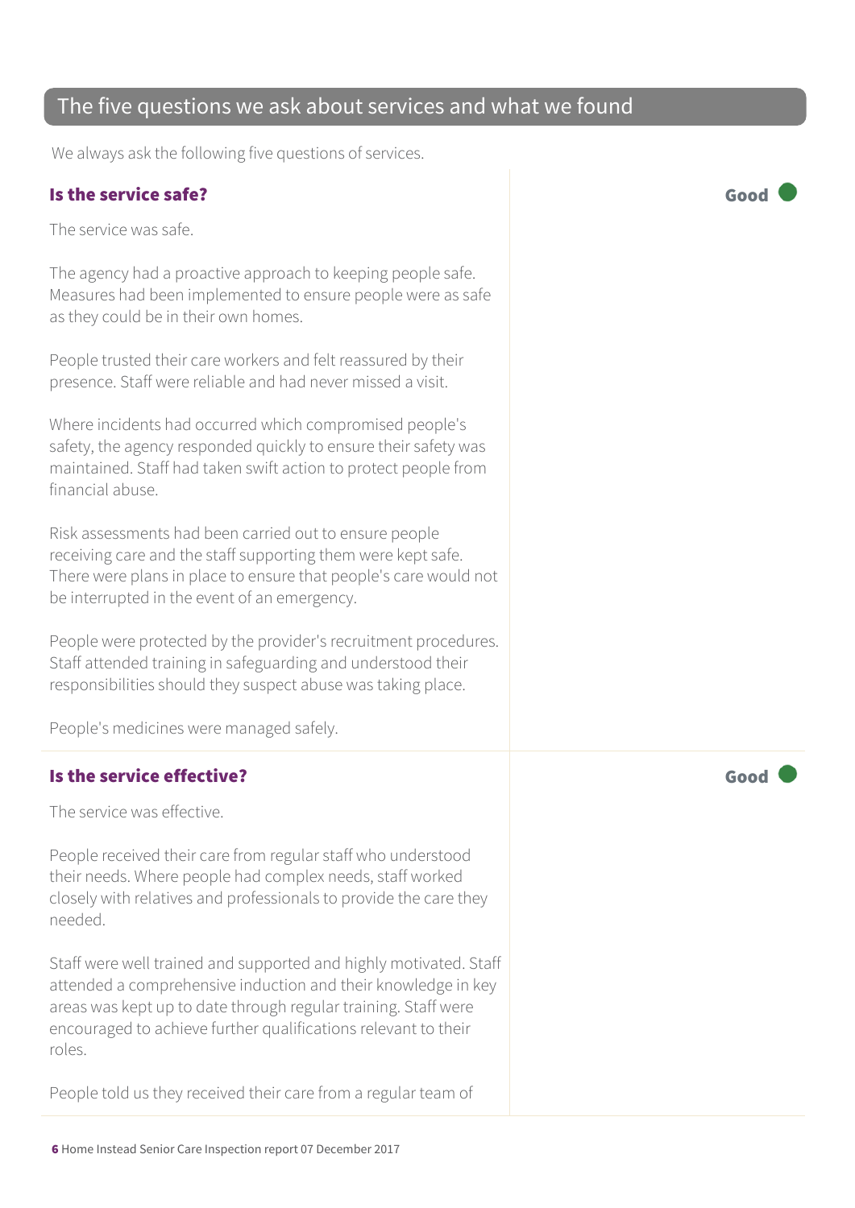## The five questions we ask about services and what we found

We always ask the following five questions of services.

### Is the service safe?

**Good**

The service was safe.

The agency had a proactive approach to keeping people safe. Measures had been implemented to ensure people were as safe as they could be in their own homes.

People trusted their care workers and felt reassured by their presence. Staff were reliable and had never missed a visit.

Where incidents had occurred which compromised people's safety, the agency responded quickly to ensure their safety was maintained. Staff had taken swift action to protect people from financial abuse.

Risk assessments had been carried out to ensure people receiving care and the staff supporting them were kept safe. There were plans in place to ensure that people's care would not be interrupted in the event of an emergency.

People were protected by the provider's recruitment procedures. Staff attended training in safeguarding and understood their responsibilities should they suspect abuse was taking place.

People's medicines were managed safely.

### Is the service effective?

**Good**

The service was effective.

People received their care from regular staff who understood their needs. Where people had complex needs, staff worked closely with relatives and professionals to provide the care they needed.

Staff were well trained and supported and highly motivated. Staff attended a comprehensive induction and their knowledge in key areas was kept up to date through regular training. Staff were encouraged to achieve further qualifications relevant to their roles.

People told us they received their care from a regular team of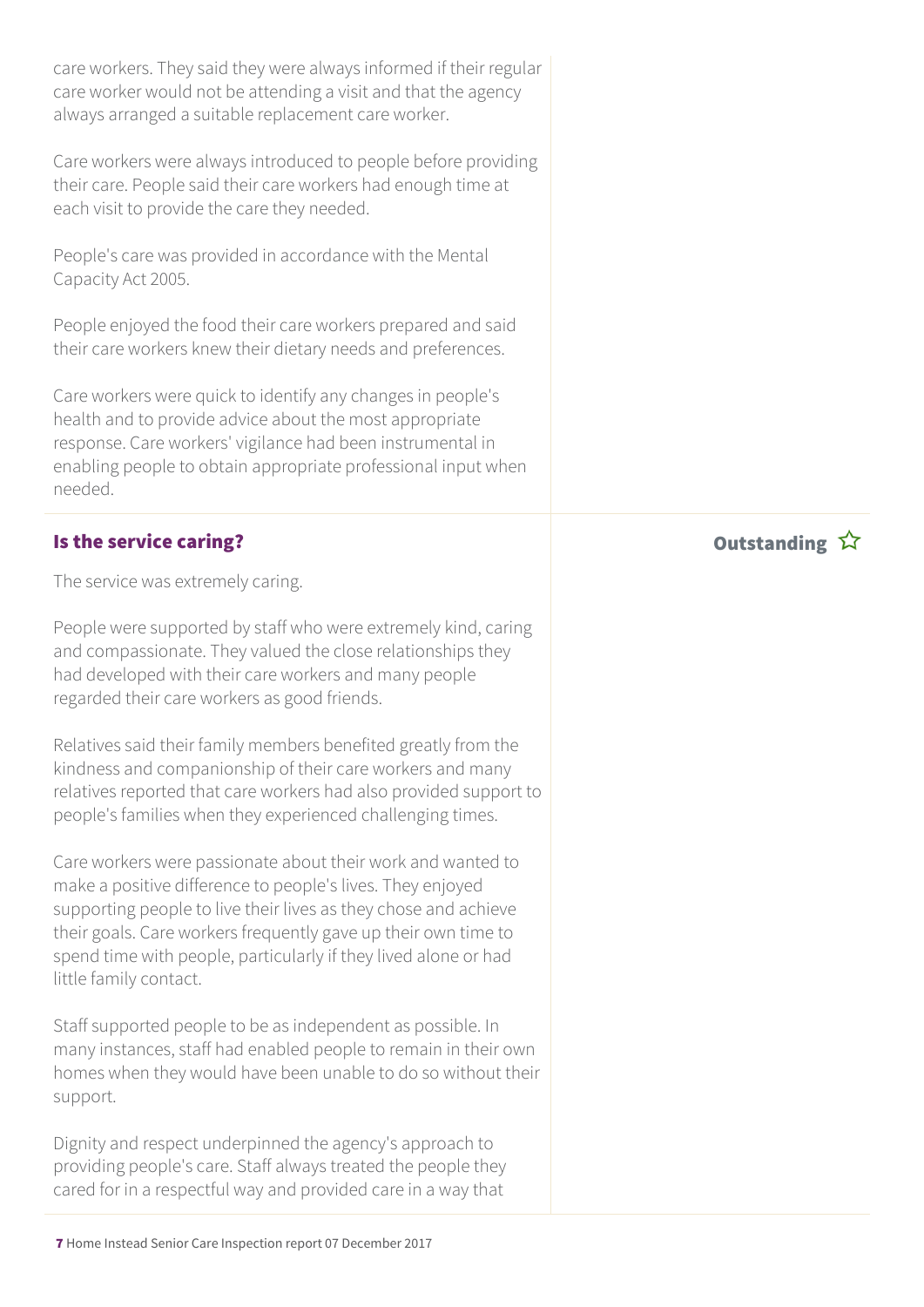care workers. They said they were always informed if their regular care worker would not be attending a visit and that the agency always arranged a suitable replacement care worker.

Care workers were always introduced to people before providing their care. People said their care workers had enough time at each visit to provide the care they needed.

People's care was provided in accordance with the Mental Capacity Act 2005.

People enjoyed the food their care workers prepared and said their care workers knew their dietary needs and preferences.

Care workers were quick to identify any changes in people's health and to provide advice about the most appropriate response. Care workers' vigilance had been instrumental in enabling people to obtain appropriate professional input when needed.

### Is the service caring?

**Outstanding** ☆

The service was extremely caring.

People were supported by staff who were extremely kind, caring and compassionate. They valued the close relationships they had developed with their care workers and many people regarded their care workers as good friends.

Relatives said their family members benefited greatly from the kindness and companionship of their care workers and many relatives reported that care workers had also provided support to people's families when they experienced challenging times.

Care workers were passionate about their work and wanted to make a positive difference to people's lives. They enjoyed supporting people to live their lives as they chose and achieve their goals. Care workers frequently gave up their own time to spend time with people, particularly if they lived alone or had little family contact.

Staff supported people to be as independent as possible. In many instances, staff had enabled people to remain in their own homes when they would have been unable to do so without their support.

Dignity and respect underpinned the agency's approach to providing people's care. Staff always treated the people they cared for in a respectful way and provided care in a way that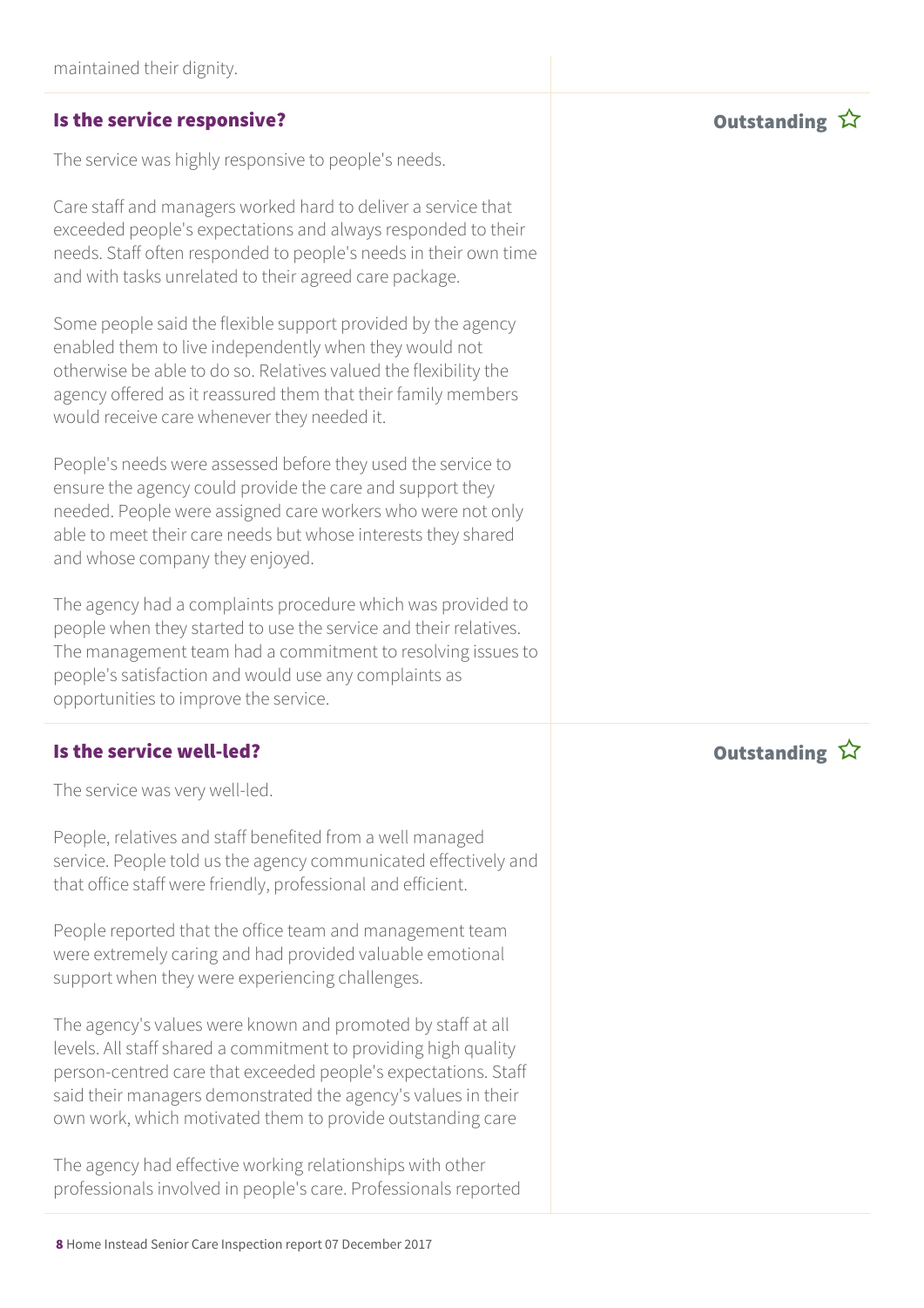maintained their dignity.

### Is the service responsive?

**Outstanding ☆**

The service was highly responsive to people's needs.

Care staff and managers worked hard to deliver a service that exceeded people's expectations and always responded to their needs. Staff often responded to people's needs in their own time and with tasks unrelated to their agreed care package.

Some people said the flexible support provided by the agency enabled them to live independently when they would not otherwise be able to do so. Relatives valued the flexibility the agency offered as it reassured them that their family members would receive care whenever they needed it.

People's needs were assessed before they used the service to ensure the agency could provide the care and support they needed. People were assigned care workers who were not only able to meet their care needs but whose interests they shared and whose company they enjoyed.

The agency had a complaints procedure which was provided to people when they started to use the service and their relatives. The management team had a commitment to resolving issues to people's satisfaction and would use any complaints as opportunities to improve the service.

### Is the service well-led?

**Outstanding ☆**

The service was very well-led.

People, relatives and staff benefited from a well managed service. People told us the agency communicated effectively and that office staff were friendly, professional and efficient.

People reported that the office team and management team were extremely caring and had provided valuable emotional support when they were experiencing challenges.

The agency's values were known and promoted by staff at all levels. All staff shared a commitment to providing high quality person-centred care that exceeded people's expectations. Staff said their managers demonstrated the agency's values in their own work, which motivated them to provide outstanding care

The agency had effective working relationships with other professionals involved in people's care. Professionals reported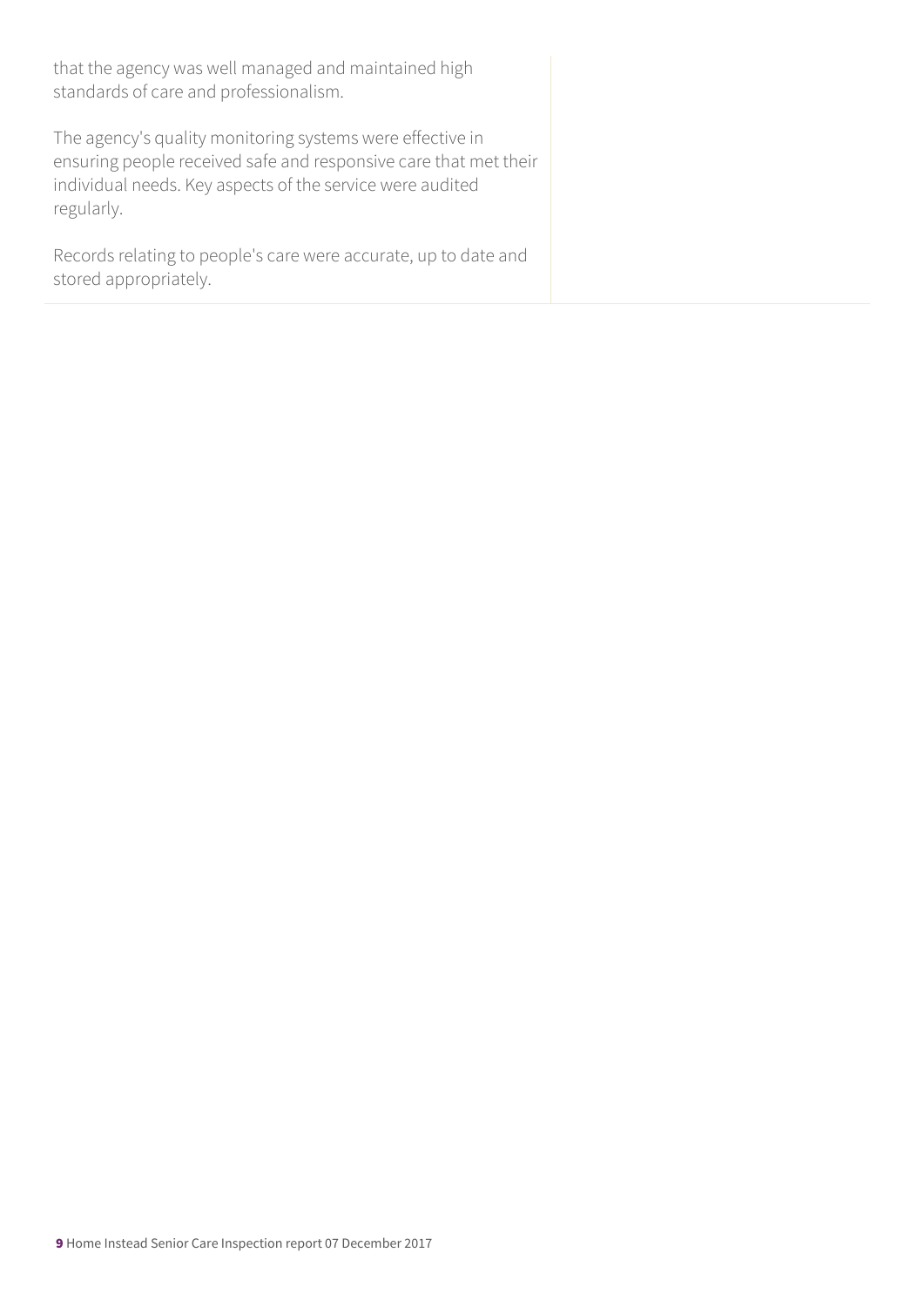that the agency was well managed and maintained high standards of care and professionalism.

The agency's quality monitoring systems were effective in ensuring people received safe and responsive care that met their individual needs. Key aspects of the service were audited regularly.

Records relating to people's care were accurate, up to date and stored appropriately.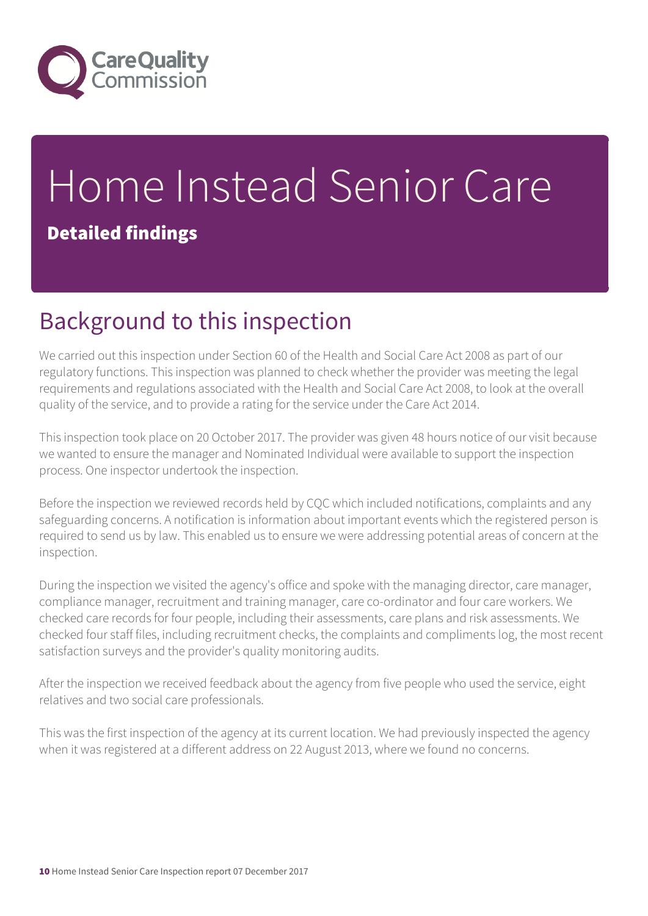# Home Instead Senior Care

**Detailed findings**

## Background to this inspection

We carried out this inspection under Section 60 of the Health and Social Care Act 2008 as part of our regulatory functions. This inspection was planned to check whether the provider was meeting the legal requirements and regulations associated with the Health and Social Care Act 2008, to look at the overall quality of the service, and to provide a rating for the service under the Care Act 2014.

This inspection took place on 20 October 2017. The provider was given 48 hours notice of our visit because we wanted to ensure the manager and Nominated Individual were available to support the inspection process. One inspector undertook the inspection.

Before the inspection we reviewed records held by CQC which included notifications, complaints and any safeguarding concerns. A notification is information about important events which the registered person is required to send us by law. This enabled us to ensure we were addressing potential areas of concern at the inspection.

During the inspection we visited the agency's office and spoke with the managing director, care manager, compliance manager, recruitment and training manager, care co-ordinator and four care workers. We checked care records for four people, including their assessments, care plans and risk assessments. We checked four staff files, including recruitment checks, the complaints and compliments log, the most recent satisfaction surveys and the provider's quality monitoring audits.

After the inspection we received feedback about the agency from five people who used the service, eight relatives and two social care professionals.

This was the first inspection of the agency at its current location. We had previously inspected the agency when it was registered at a different address on 22 August 2013, where we found no concerns.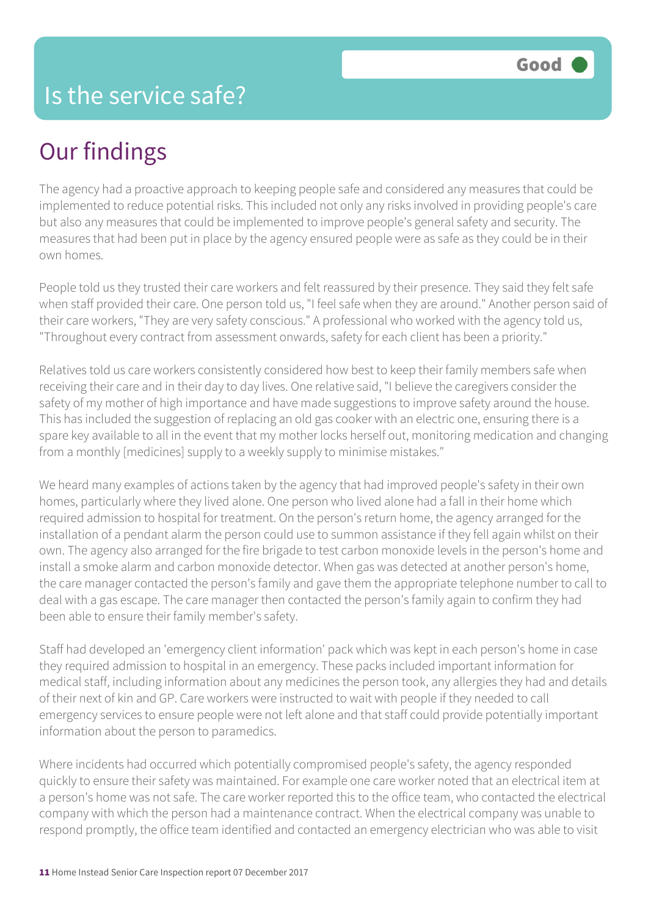# Is the service safe?

Good

## Our findings

The agency had a proactive approach to keeping people safe and considered any measures that could be implemented to reduce potential risks. This included not only any risks involved in providing people's care but also any measures that could be implemented to improve people's general safety and security. The measures that had been put in place by the agency ensured people were as safe as they could be in their own homes.

People told us they trusted their care workers and felt reassured by their presence. They said they felt safe when staff provided their care. One person told us, "I feel safe when they are around." Another person said of their care workers, "They are very safety conscious." A professional who worked with the agency told us, "Throughout every contract from assessment onwards, safety for each client has been a priority."

Relatives told us care workers consistently considered how best to keep their family members safe when receiving their care and in their day to day lives. One relative said, "I believe the caregivers consider the safety of my mother of high importance and have made suggestions to improve safety around the house. This has included the suggestion of replacing an old gas cooker with an electric one, ensuring there is a spare key available to all in the event that my mother locks herself out, monitoring medication and changing from a monthly [medicines] supply to a weekly supply to minimise mistakes."

We heard many examples of actions taken by the agency that had improved people's safety in their own homes, particularly where they lived alone. One person who lived alone had a fall in their home which required admission to hospital for treatment. On the person's return home, the agency arranged for the installation of a pendant alarm the person could use to summon assistance if they fell again whilst on their own. The agency also arranged for the fire brigade to test carbon monoxide levels in the person's home and install a smoke alarm and carbon monoxide detector. When gas was detected at another person's home, the care manager contacted the person's family and gave them the appropriate telephone number to call to deal with a gas escape. The care manager then contacted the person's family again to confirm they had been able to ensure their family member's safety.

Staff had developed an 'emergency client information' pack which was kept in each person's home in case they required admission to hospital in an emergency. These packs included important information for medical staff, including information about any medicines the person took, any allergies they had and details of their next of kin and GP. Care workers were instructed to wait with people if they needed to call emergency services to ensure people were not left alone and that staff could provide potentially important information about the person to paramedics.

Where incidents had occurred which potentially compromised people's safety, the agency responded quickly to ensure their safety was maintained. For example one care worker noted that an electrical item at a person's home was not safe. The care worker reported this to the office team, who contacted the electrical company with which the person had a maintenance contract. When the electrical company was unable to respond promptly, the office team identified and contacted an emergency electrician who was able to visit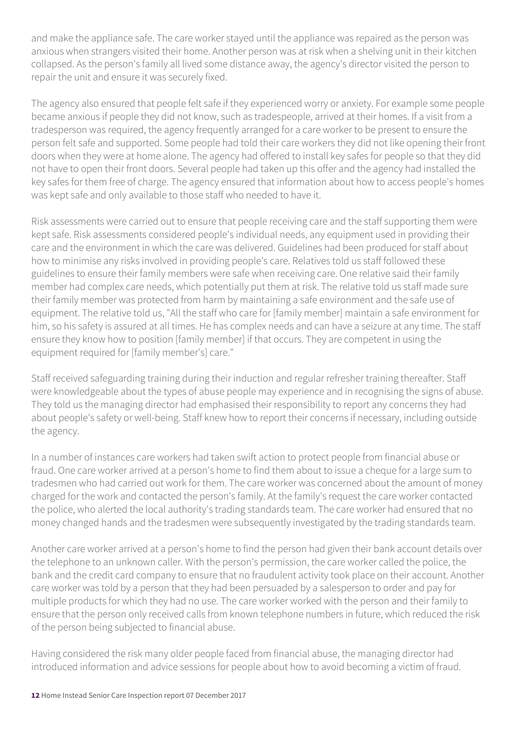and make the appliance safe. The care worker stayed until the appliance was repaired as the person was anxious when strangers visited their home. Another person was at risk when a shelving unit in their kitchen collapsed. As the person's family all lived some distance away, the agency's director visited the person to repair the unit and ensure it was securely fixed.

The agency also ensured that people felt safe if they experienced worry or anxiety. For example some people became anxious if people they did not know, such as tradespeople, arrived at their homes. If a visit from a tradesperson was required, the agency frequently arranged for a care worker to be present to ensure the person felt safe and supported. Some people had told their care workers they did not like opening their front doors when they were at home alone. The agency had offered to install key safes for people so that they did not have to open their front doors. Several people had taken up this offer and the agency had installed the key safes for them free of charge. The agency ensured that information about how to access people's homes was kept safe and only available to those staff who needed to have it.

Risk assessments were carried out to ensure that people receiving care and the staff supporting them were kept safe. Risk assessments considered people's individual needs, any equipment used in providing their care and the environment in which the care was delivered. Guidelines had been produced for staff about how to minimise any risks involved in providing people's care. Relatives told us staff followed these guidelines to ensure their family members were safe when receiving care. One relative said their family member had complex care needs, which potentially put them at risk. The relative told us staff made sure their family member was protected from harm by maintaining a safe environment and the safe use of equipment. The relative told us, "All the staff who care for [family member] maintain a safe environment for him, so his safety is assured at all times. He has complex needs and can have a seizure at any time. The staff ensure they know how to position [family member] if that occurs. They are competent in using the equipment required for [family member's] care."

Staff received safeguarding training during their induction and regular refresher training thereafter. Staff were knowledgeable about the types of abuse people may experience and in recognising the signs of abuse. They told us the managing director had emphasised their responsibility to report any concerns they had about people's safety or well-being. Staff knew how to report their concerns if necessary, including outside the agency.

In a number of instances care workers had taken swift action to protect people from financial abuse or fraud. One care worker arrived at a person's home to find them about to issue a cheque for a large sum to tradesmen who had carried out work for them. The care worker was concerned about the amount of money charged for the work and contacted the person's family. At the family's request the care worker contacted the police, who alerted the local authority's trading standards team. The care worker had ensured that no money changed hands and the tradesmen were subsequently investigated by the trading standards team.

Another care worker arrived at a person's home to find the person had given their bank account details over the telephone to an unknown caller. With the person's permission, the care worker called the police, the bank and the credit card company to ensure that no fraudulent activity took place on their account. Another care worker was told by a person that they had been persuaded by a salesperson to order and pay for multiple products for which they had no use. The care worker worked with the person and their family to ensure that the person only received calls from known telephone numbers in future, which reduced the risk of the person being subjected to financial abuse.

Having considered the risk many older people faced from financial abuse, the managing director had introduced information and advice sessions for people about how to avoid becoming a victim of fraud.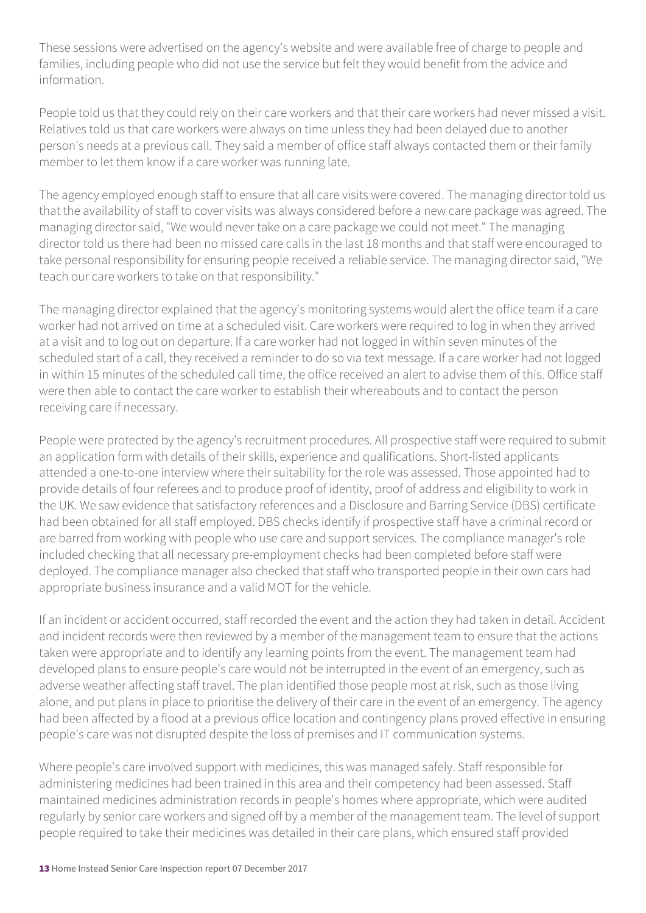These sessions were advertised on the agency's website and were available free of charge to people and families, including people who did not use the service but felt they would benefit from the advice and information.

People told us that they could rely on their care workers and that their care workers had never missed a visit. Relatives told us that care workers were always on time unless they had been delayed due to another person's needs at a previous call. They said a member of office staff always contacted them or their family member to let them know if a care worker was running late.

The agency employed enough staff to ensure that all care visits were covered. The managing director told us that the availability of staff to cover visits was always considered before a new care package was agreed. The managing director said, "We would never take on a care package we could not meet." The managing director told us there had been no missed care calls in the last 18 months and that staff were encouraged to take personal responsibility for ensuring people received a reliable service. The managing director said, "We teach our care workers to take on that responsibility."

The managing director explained that the agency's monitoring systems would alert the office team if a care worker had not arrived on time at a scheduled visit. Care workers were required to log in when they arrived at a visit and to log out on departure. If a care worker had not logged in within seven minutes of the scheduled start of a call, they received a reminder to do so via text message. If a care worker had not logged in within 15 minutes of the scheduled call time, the office received an alert to advise them of this. Office staff were then able to contact the care worker to establish their whereabouts and to contact the person receiving care if necessary.

People were protected by the agency's recruitment procedures. All prospective staff were required to submit an application form with details of their skills, experience and qualifications. Short-listed applicants attended a one-to-one interview where their suitability for the role was assessed. Those appointed had to provide details of four referees and to produce proof of identity, proof of address and eligibility to work in the UK. We saw evidence that satisfactory references and a Disclosure and Barring Service (DBS) certificate had been obtained for all staff employed. DBS checks identify if prospective staff have a criminal record or are barred from working with people who use care and support services. The compliance manager's role included checking that all necessary pre-employment checks had been completed before staff were deployed. The compliance manager also checked that staff who transported people in their own cars had appropriate business insurance and a valid MOT for the vehicle.

If an incident or accident occurred, staff recorded the event and the action they had taken in detail. Accident and incident records were then reviewed by a member of the management team to ensure that the actions taken were appropriate and to identify any learning points from the event. The management team had developed plans to ensure people's care would not be interrupted in the event of an emergency, such as adverse weather affecting staff travel. The plan identified those people most at risk, such as those living alone, and put plans in place to prioritise the delivery of their care in the event of an emergency. The agency had been affected by a flood at a previous office location and contingency plans proved effective in ensuring people's care was not disrupted despite the loss of premises and IT communication systems.

Where people's care involved support with medicines, this was managed safely. Staff responsible for administering medicines had been trained in this area and their competency had been assessed. Staff maintained medicines administration records in people's homes where appropriate, which were audited regularly by senior care workers and signed off by a member of the management team. The level of support people required to take their medicines was detailed in their care plans, which ensured staff provided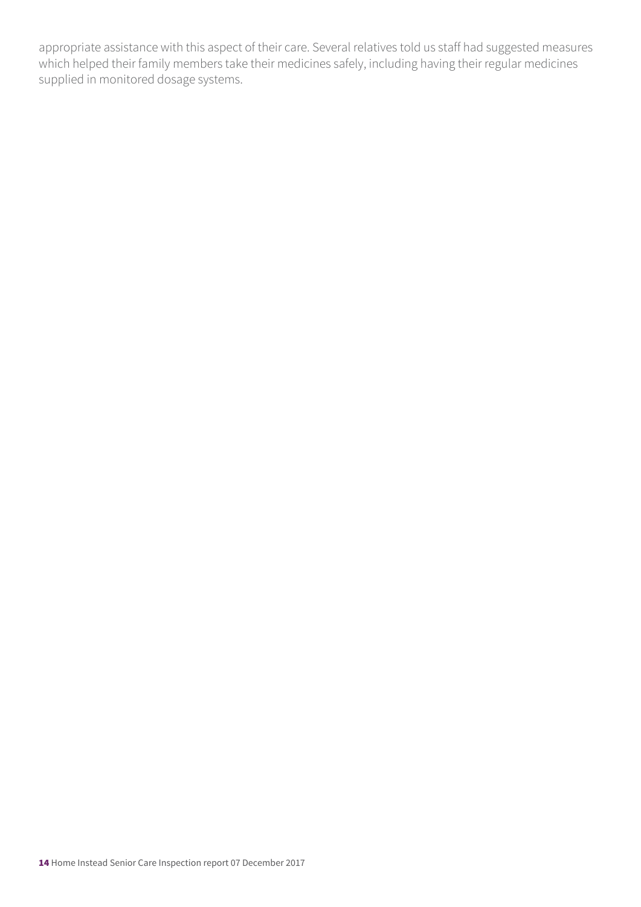appropriate assistance with this aspect of their care. Several relatives told us staff had suggested measures which helped their family members take their medicines safely, including having their regular medicines supplied in monitored dosage systems.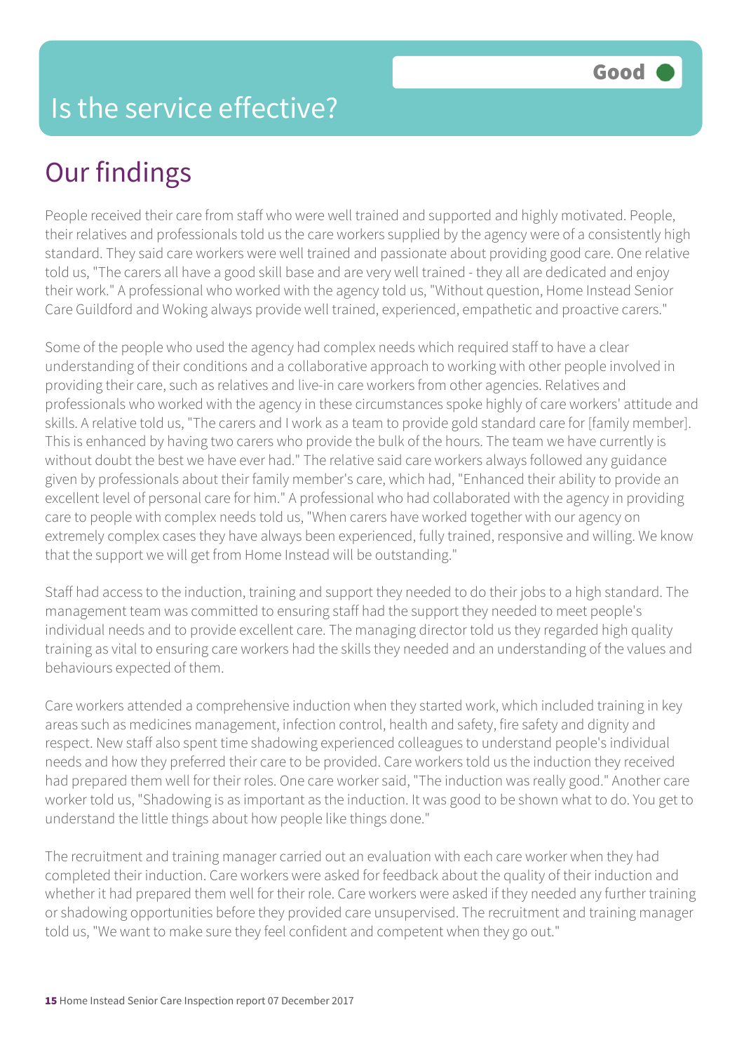# Is the service effective?

Good

## Our findings

People received their care from staff who were well trained and supported and highly motivated. People, their relatives and professionals told us the care workers supplied by the agency were of a consistently high standard. They said care workers were well trained and passionate about providing good care. One relative told us, "The carers all have a good skill base and are very well trained - they all are dedicated and enjoy their work." A professional who worked with the agency told us, "Without question, Home Instead Senior Care Guildford and Woking always provide well trained, experienced, empathetic and proactive carers."

Some of the people who used the agency had complex needs which required staff to have a clear understanding of their conditions and a collaborative approach to working with other people involved in providing their care, such as relatives and live-in care workers from other agencies. Relatives and professionals who worked with the agency in these circumstances spoke highly of care workers' attitude and skills. A relative told us, "The carers and I work as a team to provide gold standard care for [family member]. This is enhanced by having two carers who provide the bulk of the hours. The team we have currently is without doubt the best we have ever had." The relative said care workers always followed any guidance given by professionals about their family member's care, which had, "Enhanced their ability to provide an excellent level of personal care for him." A professional who had collaborated with the agency in providing care to people with complex needs told us, "When carers have worked together with our agency on extremely complex cases they have always been experienced, fully trained, responsive and willing. We know that the support we will get from Home Instead will be outstanding."

Staff had access to the induction, training and support they needed to do their jobs to a high standard. The management team was committed to ensuring staff had the support they needed to meet people's individual needs and to provide excellent care. The managing director told us they regarded high quality training as vital to ensuring care workers had the skills they needed and an understanding of the values and behaviours expected of them.

Care workers attended a comprehensive induction when they started work, which included training in key areas such as medicines management, infection control, health and safety, fire safety and dignity and respect. New staff also spent time shadowing experienced colleagues to understand people's individual needs and how they preferred their care to be provided. Care workers told us the induction they received had prepared them well for their roles. One care worker said, "The induction was really good." Another care worker told us, "Shadowing is as important as the induction. It was good to be shown what to do. You get to understand the little things about how people like things done."

The recruitment and training manager carried out an evaluation with each care worker when they had completed their induction. Care workers were asked for feedback about the quality of their induction and whether it had prepared them well for their role. Care workers were asked if they needed any further training or shadowing opportunities before they provided care unsupervised. The recruitment and training manager told us, "We want to make sure they feel confident and competent when they go out."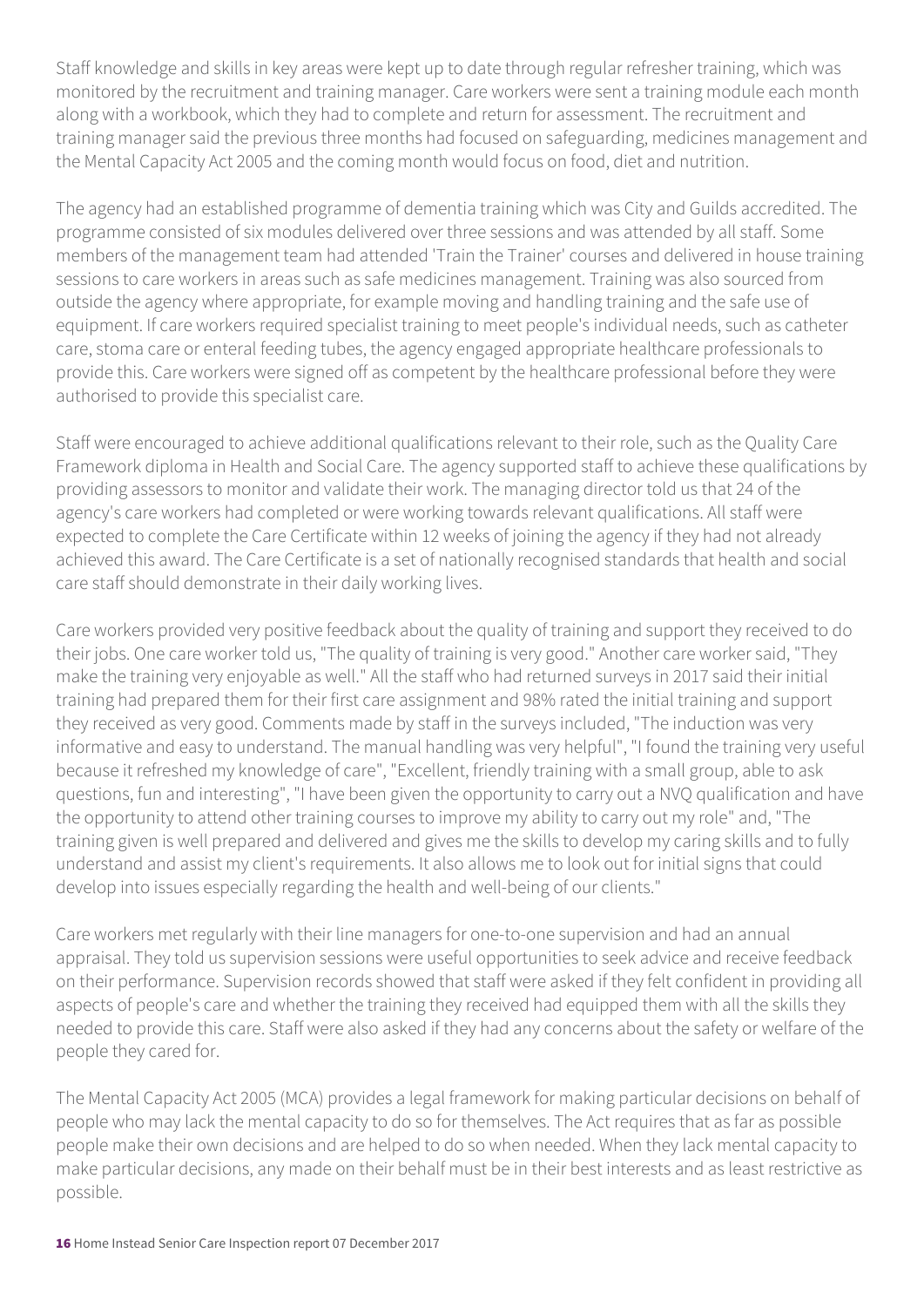Staff knowledge and skills in key areas were kept up to date through regular refresher training, which was monitored by the recruitment and training manager. Care workers were sent a training module each month along with a workbook, which they had to complete and return for assessment. The recruitment and training manager said the previous three months had focused on safeguarding, medicines management and the Mental Capacity Act 2005 and the coming month would focus on food, diet and nutrition.

The agency had an established programme of dementia training which was City and Guilds accredited. The programme consisted of six modules delivered over three sessions and was attended by all staff. Some members of the management team had attended 'Train the Trainer' courses and delivered in house training sessions to care workers in areas such as safe medicines management. Training was also sourced from outside the agency where appropriate, for example moving and handling training and the safe use of equipment. If care workers required specialist training to meet people's individual needs, such as catheter care, stoma care or enteral feeding tubes, the agency engaged appropriate healthcare professionals to provide this. Care workers were signed off as competent by the healthcare professional before they were authorised to provide this specialist care.

Staff were encouraged to achieve additional qualifications relevant to their role, such as the Quality Care Framework diploma in Health and Social Care. The agency supported staff to achieve these qualifications by providing assessors to monitor and validate their work. The managing director told us that 24 of the agency's care workers had completed or were working towards relevant qualifications. All staff were expected to complete the Care Certificate within 12 weeks of joining the agency if they had not already achieved this award. The Care Certificate is a set of nationally recognised standards that health and social care staff should demonstrate in their daily working lives.

Care workers provided very positive feedback about the quality of training and support they received to do their jobs. One care worker told us, "The quality of training is very good." Another care worker said, "They make the training very enjoyable as well." All the staff who had returned surveys in 2017 said their initial training had prepared them for their first care assignment and 98% rated the initial training and support they received as very good. Comments made by staff in the surveys included, "The induction was very informative and easy to understand. The manual handling was very helpful", "I found the training very useful because it refreshed my knowledge of care", "Excellent, friendly training with a small group, able to ask questions, fun and interesting", "I have been given the opportunity to carry out a NVQ qualification and have the opportunity to attend other training courses to improve my ability to carry out my role" and, "The training given is well prepared and delivered and gives me the skills to develop my caring skills and to fully understand and assist my client's requirements. It also allows me to look out for initial signs that could develop into issues especially regarding the health and well-being of our clients."

Care workers met regularly with their line managers for one-to-one supervision and had an annual appraisal. They told us supervision sessions were useful opportunities to seek advice and receive feedback on their performance. Supervision records showed that staff were asked if they felt confident in providing all aspects of people's care and whether the training they received had equipped them with all the skills they needed to provide this care. Staff were also asked if they had any concerns about the safety or welfare of the people they cared for.

The Mental Capacity Act 2005 (MCA) provides a legal framework for making particular decisions on behalf of people who may lack the mental capacity to do so for themselves. The Act requires that as far as possible people make their own decisions and are helped to do so when needed. When they lack mental capacity to make particular decisions, any made on their behalf must be in their best interests and as least restrictive as possible.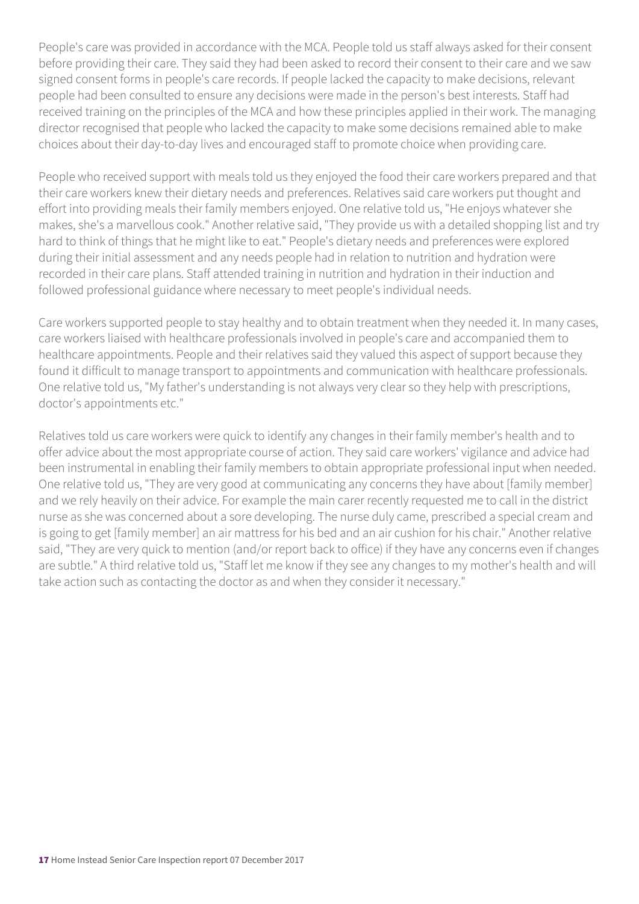People's care was provided in accordance with the MCA. People told us staff always asked for their consent before providing their care. They said they had been asked to record their consent to their care and we saw signed consent forms in people's care records. If people lacked the capacity to make decisions, relevant people had been consulted to ensure any decisions were made in the person's best interests. Staff had received training on the principles of the MCA and how these principles applied in their work. The managing director recognised that people who lacked the capacity to make some decisions remained able to make choices about their day-to-day lives and encouraged staff to promote choice when providing care.

People who received support with meals told us they enjoyed the food their care workers prepared and that their care workers knew their dietary needs and preferences. Relatives said care workers put thought and effort into providing meals their family members enjoyed. One relative told us, "He enjoys whatever she makes, she's a marvellous cook." Another relative said, "They provide us with a detailed shopping list and try hard to think of things that he might like to eat." People's dietary needs and preferences were explored during their initial assessment and any needs people had in relation to nutrition and hydration were recorded in their care plans. Staff attended training in nutrition and hydration in their induction and followed professional guidance where necessary to meet people's individual needs.

Care workers supported people to stay healthy and to obtain treatment when they needed it. In many cases, care workers liaised with healthcare professionals involved in people's care and accompanied them to healthcare appointments. People and their relatives said they valued this aspect of support because they found it difficult to manage transport to appointments and communication with healthcare professionals. One relative told us, "My father's understanding is not always very clear so they help with prescriptions, doctor's appointments etc."

Relatives told us care workers were quick to identify any changes in their family member's health and to offer advice about the most appropriate course of action. They said care workers' vigilance and advice had been instrumental in enabling their family members to obtain appropriate professional input when needed. One relative told us, "They are very good at communicating any concerns they have about [family member] and we rely heavily on their advice. For example the main carer recently requested me to call in the district nurse as she was concerned about a sore developing. The nurse duly came, prescribed a special cream and is going to get [family member] an air mattress for his bed and an air cushion for his chair." Another relative said, "They are very quick to mention (and/or report back to office) if they have any concerns even if changes are subtle." A third relative told us, "Staff let me know if they see any changes to my mother's health and will take action such as contacting the doctor as and when they consider it necessary."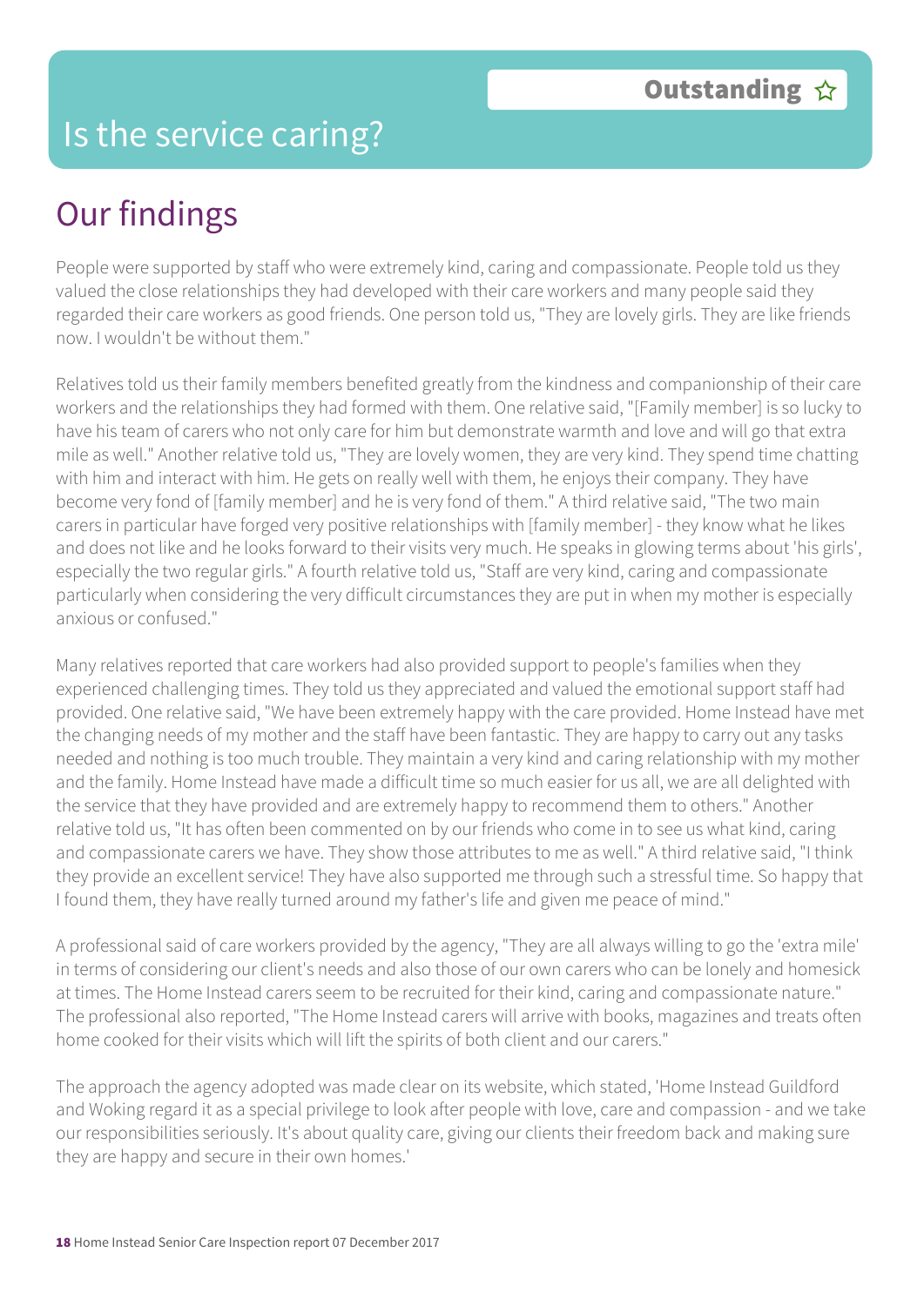# Is the service caring?

**Outstanding** ☆

## Our findings

People were supported by staff who were extremely kind, caring and compassionate. People told us they valued the close relationships they had developed with their care workers and many people said they regarded their care workers as good friends. One person told us, "They are lovely girls. They are like friends now. I wouldn't be without them."

Relatives told us their family members benefited greatly from the kindness and companionship of their care workers and the relationships they had formed with them. One relative said, "[Family member] is so lucky to have his team of carers who not only care for him but demonstrate warmth and love and will go that extra mile as well." Another relative told us, "They are lovely women, they are very kind. They spend time chatting with him and interact with him. He gets on really well with them, he enjoys their company. They have become very fond of [family member] and he is very fond of them." A third relative said, "The two main carers in particular have forged very positive relationships with [family member] - they know what he likes and does not like and he looks forward to their visits very much. He speaks in glowing terms about 'his girls', especially the two regular girls." A fourth relative told us, "Staff are very kind, caring and compassionate particularly when considering the very difficult circumstances they are put in when my mother is especially anxious or confused."

Many relatives reported that care workers had also provided support to people's families when they experienced challenging times. They told us they appreciated and valued the emotional support staff had provided. One relative said, "We have been extremely happy with the care provided. Home Instead have met the changing needs of my mother and the staff have been fantastic. They are happy to carry out any tasks needed and nothing is too much trouble. They maintain a very kind and caring relationship with my mother and the family. Home Instead have made a difficult time so much easier for us all, we are all delighted with the service that they have provided and are extremely happy to recommend them to others." Another relative told us, "It has often been commented on by our friends who come in to see us what kind, caring and compassionate carers we have. They show those attributes to me as well." A third relative said, "I think they provide an excellent service! They have also supported me through such a stressful time. So happy that I found them, they have really turned around my father's life and given me peace of mind."

A professional said of care workers provided by the agency, "They are all always willing to go the 'extra mile' in terms of considering our client's needs and also those of our own carers who can be lonely and homesick at times. The Home Instead carers seem to be recruited for their kind, caring and compassionate nature." The professional also reported, "The Home Instead carers will arrive with books, magazines and treats often home cooked for their visits which will lift the spirits of both client and our carers."

The approach the agency adopted was made clear on its website, which stated, 'Home Instead Guildford and Woking regard it as a special privilege to look after people with love, care and compassion - and we take our responsibilities seriously. It's about quality care, giving our clients their freedom back and making sure they are happy and secure in their own homes.'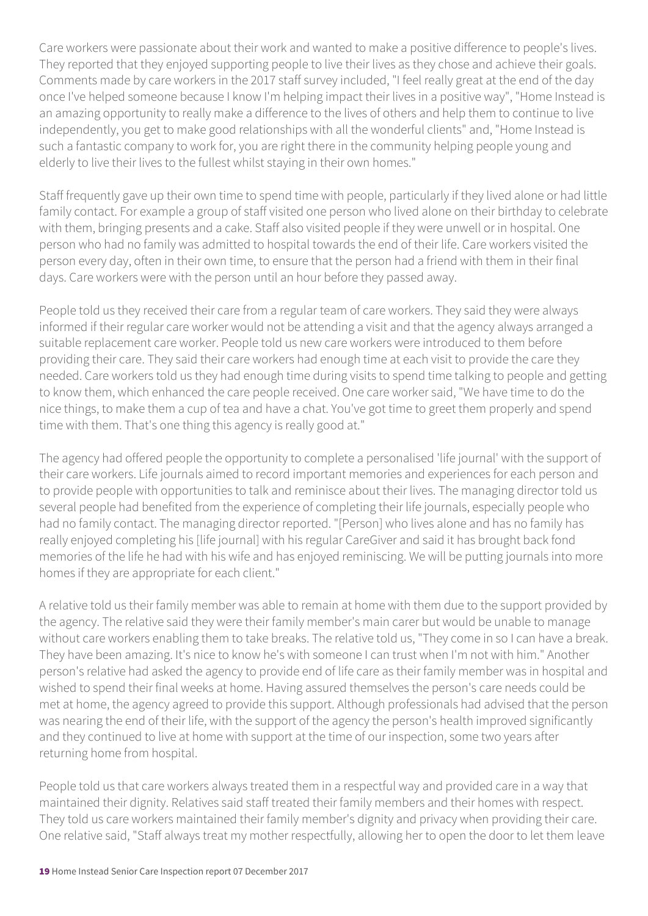Care workers were passionate about their work and wanted to make a positive difference to people's lives. They reported that they enjoyed supporting people to live their lives as they chose and achieve their goals. Comments made by care workers in the 2017 staff survey included, "I feel really great at the end of the day once I've helped someone because I know I'm helping impact their lives in a positive way", "Home Instead is an amazing opportunity to really make a difference to the lives of others and help them to continue to live independently, you get to make good relationships with all the wonderful clients" and, "Home Instead is such a fantastic company to work for, you are right there in the community helping people young and elderly to live their lives to the fullest whilst staying in their own homes."

Staff frequently gave up their own time to spend time with people, particularly if they lived alone or had little family contact. For example a group of staff visited one person who lived alone on their birthday to celebrate with them, bringing presents and a cake. Staff also visited people if they were unwell or in hospital. One person who had no family was admitted to hospital towards the end of their life. Care workers visited the person every day, often in their own time, to ensure that the person had a friend with them in their final days. Care workers were with the person until an hour before they passed away.

People told us they received their care from a regular team of care workers. They said they were always informed if their regular care worker would not be attending a visit and that the agency always arranged a suitable replacement care worker. People told us new care workers were introduced to them before providing their care. They said their care workers had enough time at each visit to provide the care they needed. Care workers told us they had enough time during visits to spend time talking to people and getting to know them, which enhanced the care people received. One care worker said, "We have time to do the nice things, to make them a cup of tea and have a chat. You've got time to greet them properly and spend time with them. That's one thing this agency is really good at."

The agency had offered people the opportunity to complete a personalised 'life journal' with the support of their care workers. Life journals aimed to record important memories and experiences for each person and to provide people with opportunities to talk and reminisce about their lives. The managing director told us several people had benefited from the experience of completing their life journals, especially people who had no family contact. The managing director reported. "[Person] who lives alone and has no family has really enjoyed completing his [life journal] with his regular CareGiver and said it has brought back fond memories of the life he had with his wife and has enjoyed reminiscing. We will be putting journals into more homes if they are appropriate for each client."

A relative told us their family member was able to remain at home with them due to the support provided by the agency. The relative said they were their family member's main carer but would be unable to manage without care workers enabling them to take breaks. The relative told us, "They come in so I can have a break. They have been amazing. It's nice to know he's with someone I can trust when I'm not with him." Another person's relative had asked the agency to provide end of life care as their family member was in hospital and wished to spend their final weeks at home. Having assured themselves the person's care needs could be met at home, the agency agreed to provide this support. Although professionals had advised that the person was nearing the end of their life, with the support of the agency the person's health improved significantly and they continued to live at home with support at the time of our inspection, some two years after returning home from hospital.

People told us that care workers always treated them in a respectful way and provided care in a way that maintained their dignity. Relatives said staff treated their family members and their homes with respect. They told us care workers maintained their family member's dignity and privacy when providing their care. One relative said, "Staff always treat my mother respectfully, allowing her to open the door to let them leave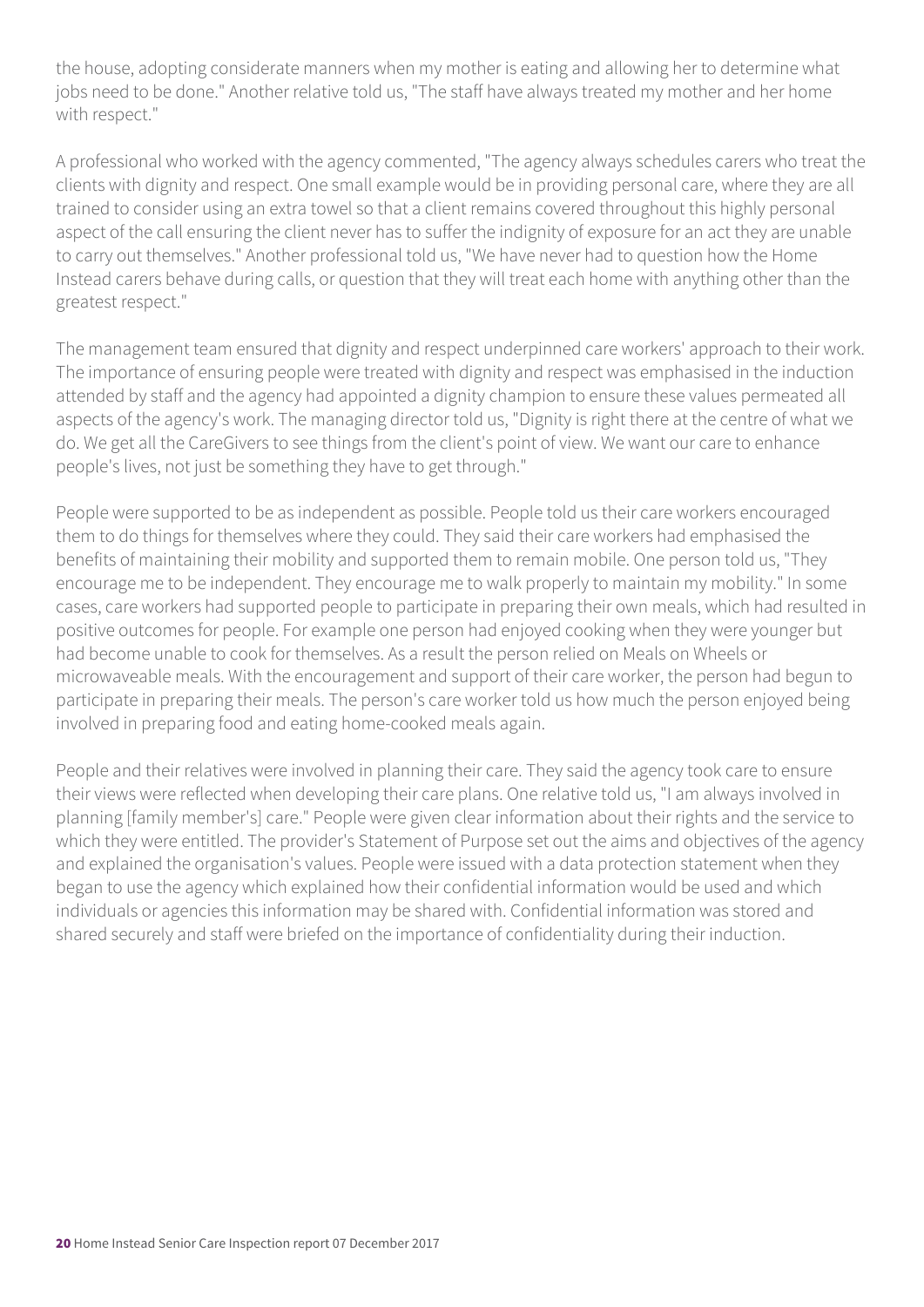the house, adopting considerate manners when my mother is eating and allowing her to determine what jobs need to be done." Another relative told us, "The staff have always treated my mother and her home with respect."

A professional who worked with the agency commented, "The agency always schedules carers who treat the clients with dignity and respect. One small example would be in providing personal care, where they are all trained to consider using an extra towel so that a client remains covered throughout this highly personal aspect of the call ensuring the client never has to suffer the indignity of exposure for an act they are unable to carry out themselves." Another professional told us, "We have never had to question how the Home Instead carers behave during calls, or question that they will treat each home with anything other than the greatest respect."

The management team ensured that dignity and respect underpinned care workers' approach to their work. The importance of ensuring people were treated with dignity and respect was emphasised in the induction attended by staff and the agency had appointed a dignity champion to ensure these values permeated all aspects of the agency's work. The managing director told us, "Dignity is right there at the centre of what we do. We get all the CareGivers to see things from the client's point of view. We want our care to enhance people's lives, not just be something they have to get through."

People were supported to be as independent as possible. People told us their care workers encouraged them to do things for themselves where they could. They said their care workers had emphasised the benefits of maintaining their mobility and supported them to remain mobile. One person told us, "They encourage me to be independent. They encourage me to walk properly to maintain my mobility." In some cases, care workers had supported people to participate in preparing their own meals, which had resulted in positive outcomes for people. For example one person had enjoyed cooking when they were younger but had become unable to cook for themselves. As a result the person relied on Meals on Wheels or microwaveable meals. With the encouragement and support of their care worker, the person had begun to participate in preparing their meals. The person's care worker told us how much the person enjoyed being involved in preparing food and eating home-cooked meals again.

People and their relatives were involved in planning their care. They said the agency took care to ensure their views were reflected when developing their care plans. One relative told us, "I am always involved in planning [family member's] care." People were given clear information about their rights and the service to which they were entitled. The provider's Statement of Purpose set out the aims and objectives of the agency and explained the organisation's values. People were issued with a data protection statement when they began to use the agency which explained how their confidential information would be used and which individuals or agencies this information may be shared with. Confidential information was stored and shared securely and staff were briefed on the importance of confidentiality during their induction.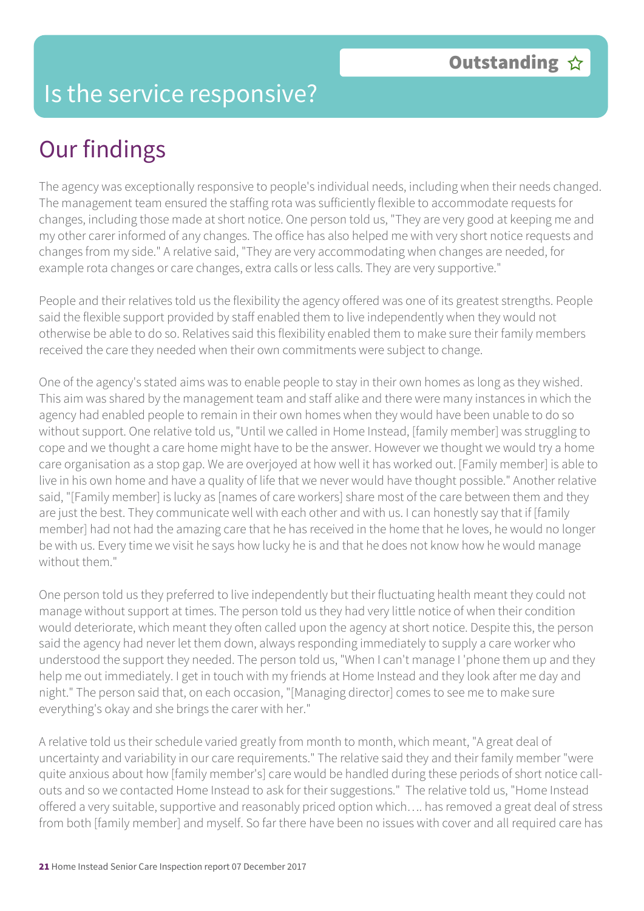# Is the service responsive?

**Outstanding** ☆

## Our findings

The agency was exceptionally responsive to people's individual needs, including when their needs changed. The management team ensured the staffing rota was sufficiently flexible to accommodate requests for changes, including those made at short notice. One person told us, "They are very good at keeping me and my other carer informed of any changes. The office has also helped me with very short notice requests and changes from my side." A relative said, "They are very accommodating when changes are needed, for example rota changes or care changes, extra calls or less calls. They are very supportive."

People and their relatives told us the flexibility the agency offered was one of its greatest strengths. People said the flexible support provided by staff enabled them to live independently when they would not otherwise be able to do so. Relatives said this flexibility enabled them to make sure their family members received the care they needed when their own commitments were subject to change.

One of the agency's stated aims was to enable people to stay in their own homes as long as they wished. This aim was shared by the management team and staff alike and there were many instances in which the agency had enabled people to remain in their own homes when they would have been unable to do so without support. One relative told us, "Until we called in Home Instead, [family member] was struggling to cope and we thought a care home might have to be the answer. However we thought we would try a home care organisation as a stop gap. We are overjoyed at how well it has worked out. [Family member] is able to live in his own home and have a quality of life that we never would have thought possible." Another relative said, "[Family member] is lucky as [names of care workers] share most of the care between them and they are just the best. They communicate well with each other and with us. I can honestly say that if [family member] had not had the amazing care that he has received in the home that he loves, he would no longer be with us. Every time we visit he says how lucky he is and that he does not know how he would manage without them."

One person told us they preferred to live independently but their fluctuating health meant they could not manage without support at times. The person told us they had very little notice of when their condition would deteriorate, which meant they often called upon the agency at short notice. Despite this, the person said the agency had never let them down, always responding immediately to supply a care worker who understood the support they needed. The person told us, "When I can't manage I 'phone them up and they help me out immediately. I get in touch with my friends at Home Instead and they look after me day and night." The person said that, on each occasion, "[Managing director] comes to see me to make sure everything's okay and she brings the carer with her."

A relative told us their schedule varied greatly from month to month, which meant, "A great deal of uncertainty and variability in our care requirements." The relative said they and their family member "were quite anxious about how [family member's] care would be handled during these periods of short notice call-outs and so we contacted Home Instead to ask for their suggestions." The relative told us, "Home Instead offered a very suitable, supportive and reasonably priced option which…. has removed a great deal of stress from both [family member] and myself. So far there have been no issues with cover and all required care has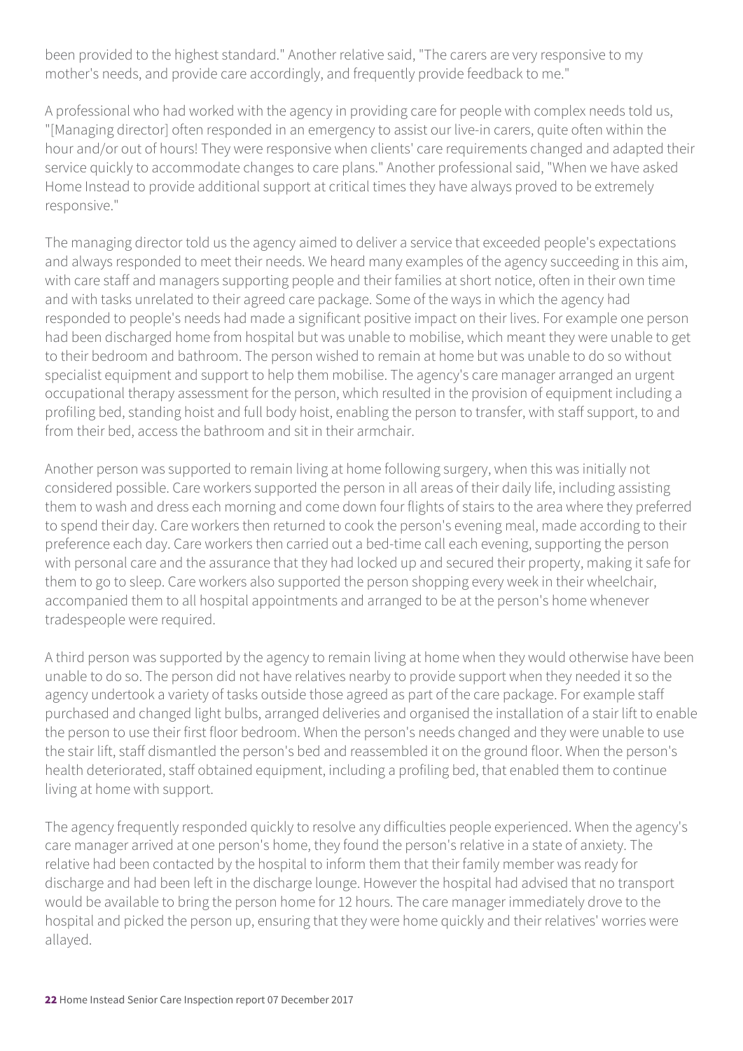been provided to the highest standard." Another relative said, "The carers are very responsive to my mother's needs, and provide care accordingly, and frequently provide feedback to me."

A professional who had worked with the agency in providing care for people with complex needs told us, "[Managing director] often responded in an emergency to assist our live-in carers, quite often within the hour and/or out of hours! They were responsive when clients' care requirements changed and adapted their service quickly to accommodate changes to care plans." Another professional said, "When we have asked Home Instead to provide additional support at critical times they have always proved to be extremely responsive."

The managing director told us the agency aimed to deliver a service that exceeded people's expectations and always responded to meet their needs. We heard many examples of the agency succeeding in this aim, with care staff and managers supporting people and their families at short notice, often in their own time and with tasks unrelated to their agreed care package. Some of the ways in which the agency had responded to people's needs had made a significant positive impact on their lives. For example one person had been discharged home from hospital but was unable to mobilise, which meant they were unable to get to their bedroom and bathroom. The person wished to remain at home but was unable to do so without specialist equipment and support to help them mobilise. The agency's care manager arranged an urgent occupational therapy assessment for the person, which resulted in the provision of equipment including a profiling bed, standing hoist and full body hoist, enabling the person to transfer, with staff support, to and from their bed, access the bathroom and sit in their armchair.

Another person was supported to remain living at home following surgery, when this was initially not considered possible. Care workers supported the person in all areas of their daily life, including assisting them to wash and dress each morning and come down four flights of stairs to the area where they preferred to spend their day. Care workers then returned to cook the person's evening meal, made according to their preference each day. Care workers then carried out a bed-time call each evening, supporting the person with personal care and the assurance that they had locked up and secured their property, making it safe for them to go to sleep. Care workers also supported the person shopping every week in their wheelchair, accompanied them to all hospital appointments and arranged to be at the person's home whenever tradespeople were required.

A third person was supported by the agency to remain living at home when they would otherwise have been unable to do so. The person did not have relatives nearby to provide support when they needed it so the agency undertook a variety of tasks outside those agreed as part of the care package. For example staff purchased and changed light bulbs, arranged deliveries and organised the installation of a stair lift to enable the person to use their first floor bedroom. When the person's needs changed and they were unable to use the stair lift, staff dismantled the person's bed and reassembled it on the ground floor. When the person's health deteriorated, staff obtained equipment, including a profiling bed, that enabled them to continue living at home with support.

The agency frequently responded quickly to resolve any difficulties people experienced. When the agency's care manager arrived at one person's home, they found the person's relative in a state of anxiety. The relative had been contacted by the hospital to inform them that their family member was ready for discharge and had been left in the discharge lounge. However the hospital had advised that no transport would be available to bring the person home for 12 hours. The care manager immediately drove to the hospital and picked the person up, ensuring that they were home quickly and their relatives' worries were allayed.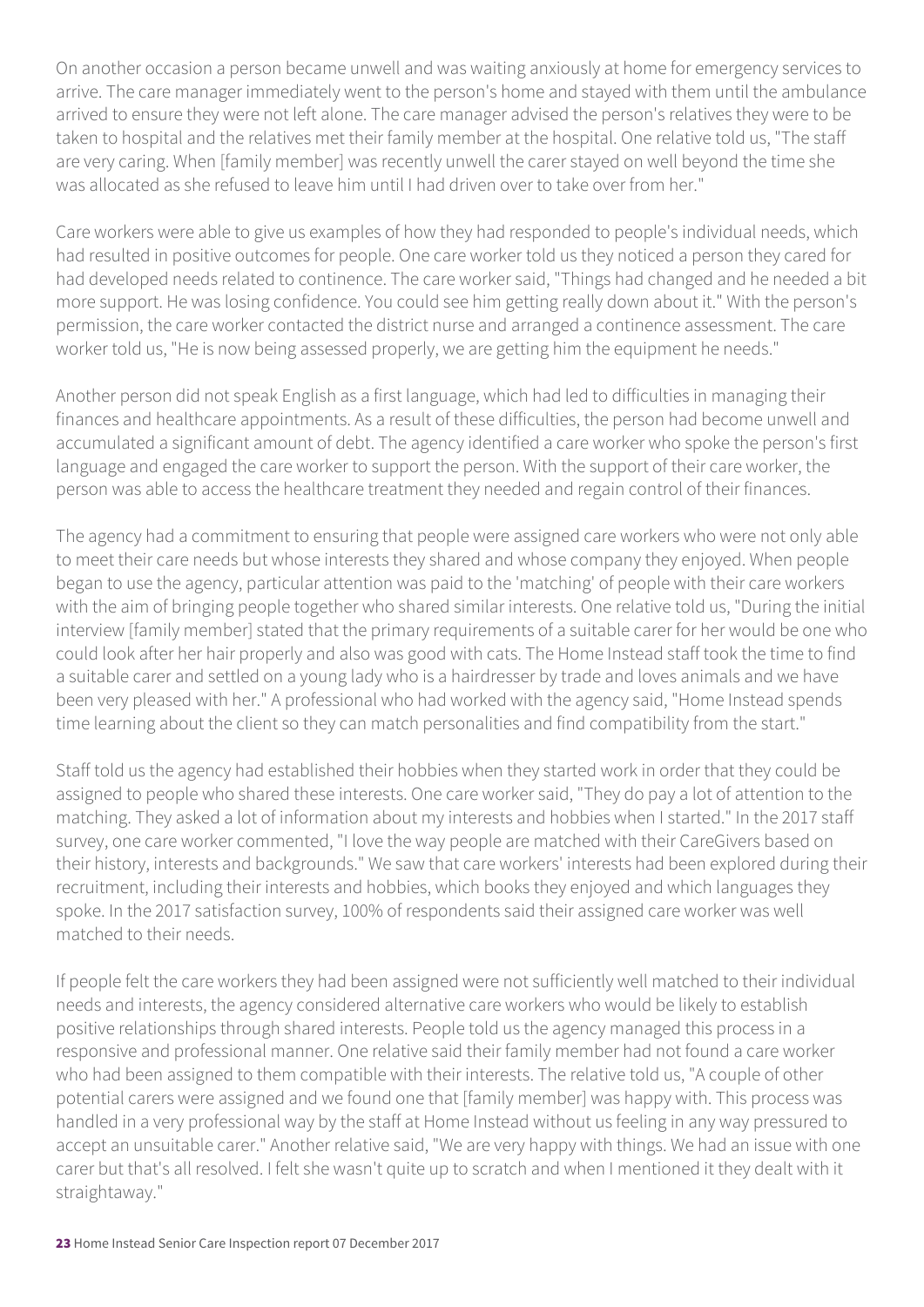On another occasion a person became unwell and was waiting anxiously at home for emergency services to arrive. The care manager immediately went to the person's home and stayed with them until the ambulance arrived to ensure they were not left alone. The care manager advised the person's relatives they were to be taken to hospital and the relatives met their family member at the hospital. One relative told us, "The staff are very caring. When [family member] was recently unwell the carer stayed on well beyond the time she was allocated as she refused to leave him until I had driven over to take over from her."

Care workers were able to give us examples of how they had responded to people's individual needs, which had resulted in positive outcomes for people. One care worker told us they noticed a person they cared for had developed needs related to continence. The care worker said, "Things had changed and he needed a bit more support. He was losing confidence. You could see him getting really down about it." With the person's permission, the care worker contacted the district nurse and arranged a continence assessment. The care worker told us, "He is now being assessed properly, we are getting him the equipment he needs."

Another person did not speak English as a first language, which had led to difficulties in managing their finances and healthcare appointments. As a result of these difficulties, the person had become unwell and accumulated a significant amount of debt. The agency identified a care worker who spoke the person's first language and engaged the care worker to support the person. With the support of their care worker, the person was able to access the healthcare treatment they needed and regain control of their finances.

The agency had a commitment to ensuring that people were assigned care workers who were not only able to meet their care needs but whose interests they shared and whose company they enjoyed. When people began to use the agency, particular attention was paid to the 'matching' of people with their care workers with the aim of bringing people together who shared similar interests. One relative told us, "During the initial interview [family member] stated that the primary requirements of a suitable carer for her would be one who could look after her hair properly and also was good with cats. The Home Instead staff took the time to find a suitable carer and settled on a young lady who is a hairdresser by trade and loves animals and we have been very pleased with her." A professional who had worked with the agency said, "Home Instead spends time learning about the client so they can match personalities and find compatibility from the start."

Staff told us the agency had established their hobbies when they started work in order that they could be assigned to people who shared these interests. One care worker said, "They do pay a lot of attention to the matching. They asked a lot of information about my interests and hobbies when I started." In the 2017 staff survey, one care worker commented, "I love the way people are matched with their CareGivers based on their history, interests and backgrounds." We saw that care workers' interests had been explored during their recruitment, including their interests and hobbies, which books they enjoyed and which languages they spoke. In the 2017 satisfaction survey, 100% of respondents said their assigned care worker was well matched to their needs.

If people felt the care workers they had been assigned were not sufficiently well matched to their individual needs and interests, the agency considered alternative care workers who would be likely to establish positive relationships through shared interests. People told us the agency managed this process in a responsive and professional manner. One relative said their family member had not found a care worker who had been assigned to them compatible with their interests. The relative told us, "A couple of other potential carers were assigned and we found one that [family member] was happy with. This process was handled in a very professional way by the staff at Home Instead without us feeling in any way pressured to accept an unsuitable carer." Another relative said, "We are very happy with things. We had an issue with one carer but that's all resolved. I felt she wasn't quite up to scratch and when I mentioned it they dealt with it straightaway."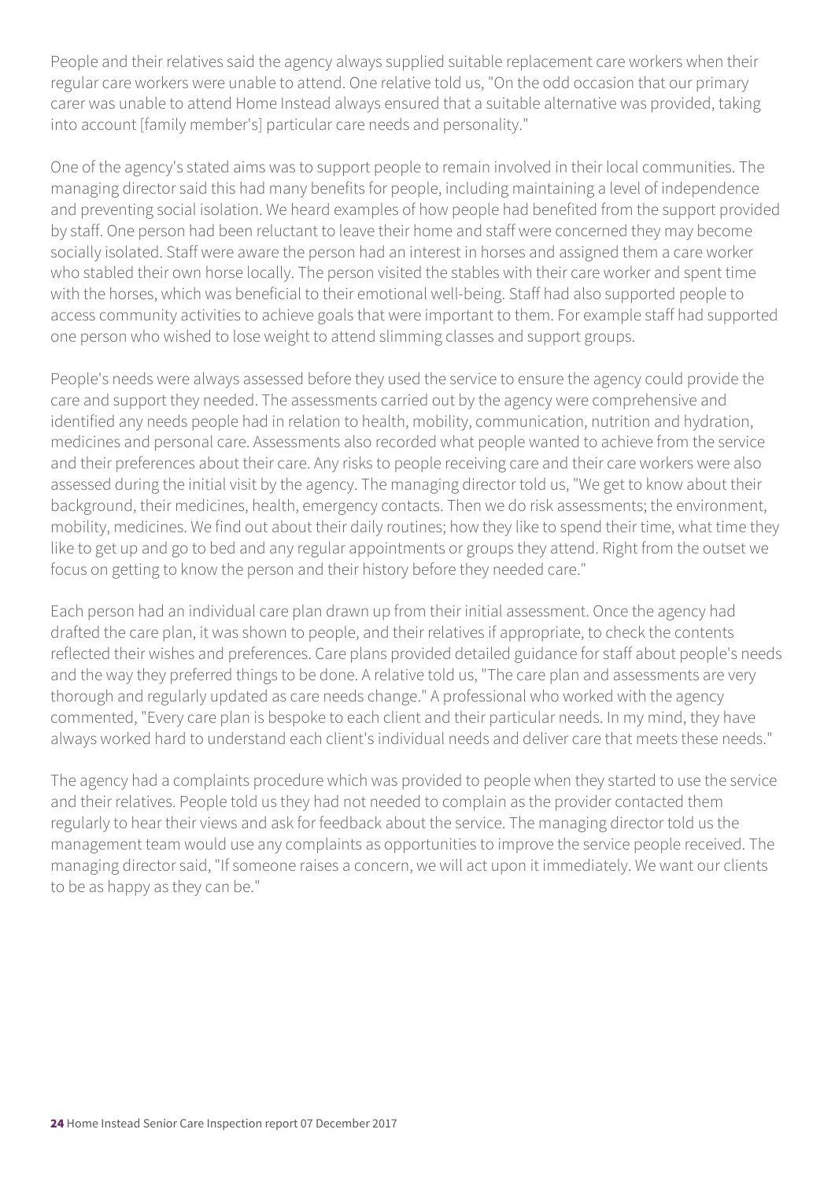People and their relatives said the agency always supplied suitable replacement care workers when their regular care workers were unable to attend. One relative told us, "On the odd occasion that our primary carer was unable to attend Home Instead always ensured that a suitable alternative was provided, taking into account [family member's] particular care needs and personality."

One of the agency's stated aims was to support people to remain involved in their local communities. The managing director said this had many benefits for people, including maintaining a level of independence and preventing social isolation. We heard examples of how people had benefited from the support provided by staff. One person had been reluctant to leave their home and staff were concerned they may become socially isolated. Staff were aware the person had an interest in horses and assigned them a care worker who stabled their own horse locally. The person visited the stables with their care worker and spent time with the horses, which was beneficial to their emotional well-being. Staff had also supported people to access community activities to achieve goals that were important to them. For example staff had supported one person who wished to lose weight to attend slimming classes and support groups.

People's needs were always assessed before they used the service to ensure the agency could provide the care and support they needed. The assessments carried out by the agency were comprehensive and identified any needs people had in relation to health, mobility, communication, nutrition and hydration, medicines and personal care. Assessments also recorded what people wanted to achieve from the service and their preferences about their care. Any risks to people receiving care and their care workers were also assessed during the initial visit by the agency. The managing director told us, "We get to know about their background, their medicines, health, emergency contacts. Then we do risk assessments; the environment, mobility, medicines. We find out about their daily routines; how they like to spend their time, what time they like to get up and go to bed and any regular appointments or groups they attend. Right from the outset we focus on getting to know the person and their history before they needed care."

Each person had an individual care plan drawn up from their initial assessment. Once the agency had drafted the care plan, it was shown to people, and their relatives if appropriate, to check the contents reflected their wishes and preferences. Care plans provided detailed guidance for staff about people's needs and the way they preferred things to be done. A relative told us, "The care plan and assessments are very thorough and regularly updated as care needs change." A professional who worked with the agency commented, "Every care plan is bespoke to each client and their particular needs. In my mind, they have always worked hard to understand each client's individual needs and deliver care that meets these needs."

The agency had a complaints procedure which was provided to people when they started to use the service and their relatives. People told us they had not needed to complain as the provider contacted them regularly to hear their views and ask for feedback about the service. The managing director told us the management team would use any complaints as opportunities to improve the service people received. The managing director said, "If someone raises a concern, we will act upon it immediately. We want our clients to be as happy as they can be."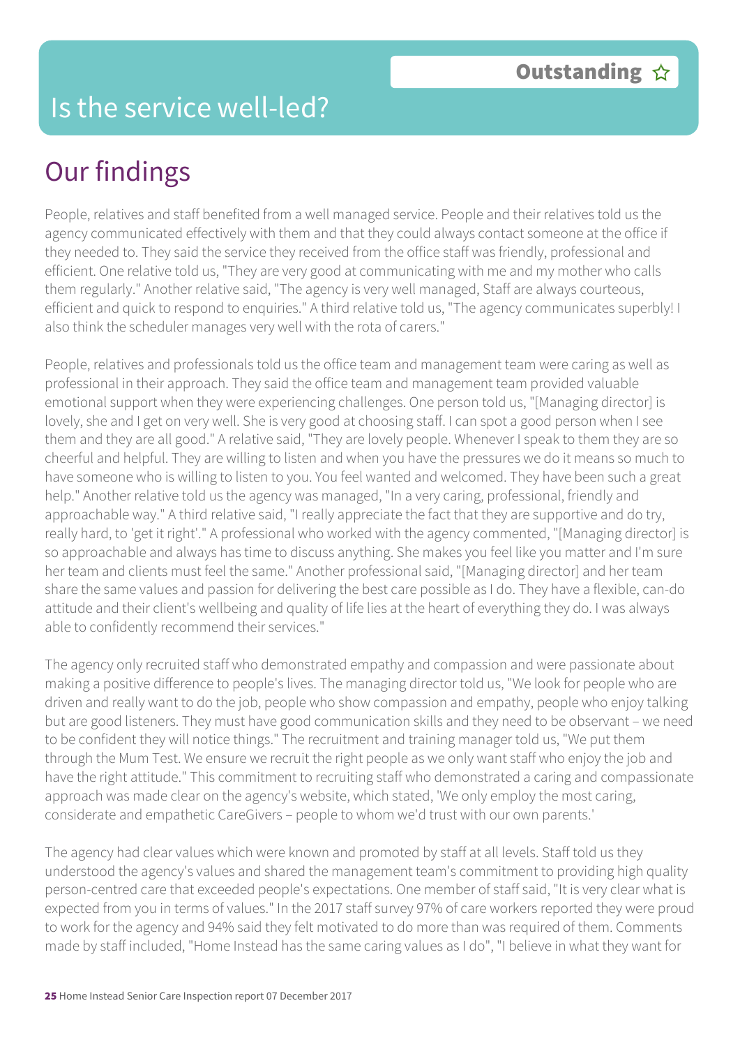# Is the service well-led?

**Outstanding** ☆

## Our findings

People, relatives and staff benefited from a well managed service. People and their relatives told us the agency communicated effectively with them and that they could always contact someone at the office if they needed to. They said the service they received from the office staff was friendly, professional and efficient. One relative told us, "They are very good at communicating with me and my mother who calls them regularly." Another relative said, "The agency is very well managed, Staff are always courteous, efficient and quick to respond to enquiries." A third relative told us, "The agency communicates superbly! I also think the scheduler manages very well with the rota of carers."

People, relatives and professionals told us the office team and management team were caring as well as professional in their approach. They said the office team and management team provided valuable emotional support when they were experiencing challenges. One person told us, "[Managing director] is lovely, she and I get on very well. She is very good at choosing staff. I can spot a good person when I see them and they are all good." A relative said, "They are lovely people. Whenever I speak to them they are so cheerful and helpful. They are willing to listen and when you have the pressures we do it means so much to have someone who is willing to listen to you. You feel wanted and welcomed. They have been such a great help." Another relative told us the agency was managed, "In a very caring, professional, friendly and approachable way." A third relative said, "I really appreciate the fact that they are supportive and do try, really hard, to 'get it right'." A professional who worked with the agency commented, "[Managing director] is so approachable and always has time to discuss anything. She makes you feel like you matter and I'm sure her team and clients must feel the same." Another professional said, "[Managing director] and her team share the same values and passion for delivering the best care possible as I do. They have a flexible, can-do attitude and their client's wellbeing and quality of life lies at the heart of everything they do. I was always able to confidently recommend their services."

The agency only recruited staff who demonstrated empathy and compassion and were passionate about making a positive difference to people's lives. The managing director told us, "We look for people who are driven and really want to do the job, people who show compassion and empathy, people who enjoy talking but are good listeners. They must have good communication skills and they need to be observant – we need to be confident they will notice things." The recruitment and training manager told us, "We put them through the Mum Test. We ensure we recruit the right people as we only want staff who enjoy the job and have the right attitude." This commitment to recruiting staff who demonstrated a caring and compassionate approach was made clear on the agency's website, which stated, 'We only employ the most caring, considerate and empathetic CareGivers – people to whom we'd trust with our own parents.'

The agency had clear values which were known and promoted by staff at all levels. Staff told us they understood the agency's values and shared the management team's commitment to providing high quality person-centred care that exceeded people's expectations. One member of staff said, "It is very clear what is expected from you in terms of values." In the 2017 staff survey 97% of care workers reported they were proud to work for the agency and 94% said they felt motivated to do more than was required of them. Comments made by staff included, "Home Instead has the same caring values as I do", "I believe in what they want for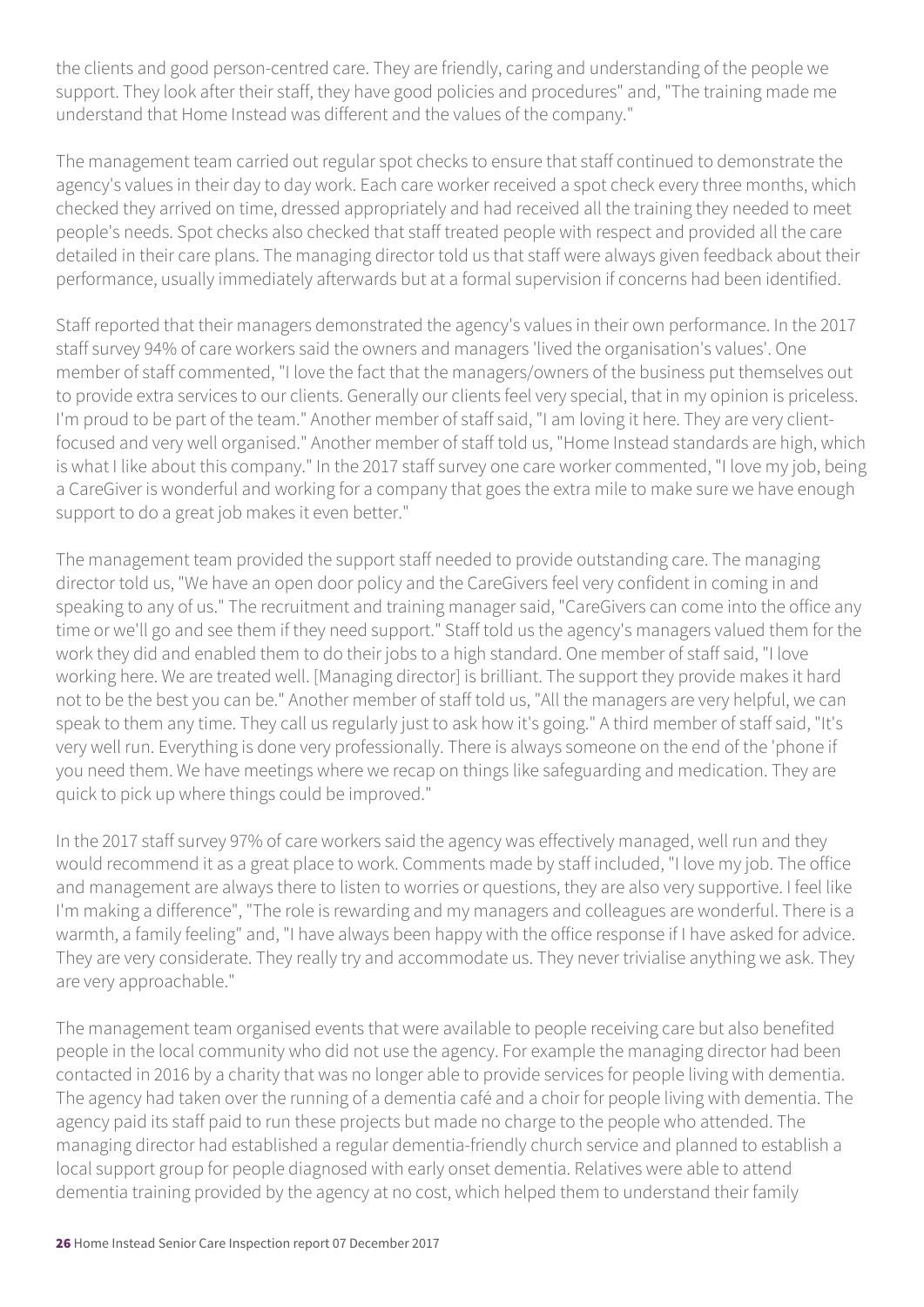the clients and good person-centred care. They are friendly, caring and understanding of the people we support. They look after their staff, they have good policies and procedures" and, "The training made me understand that Home Instead was different and the values of the company."

The management team carried out regular spot checks to ensure that staff continued to demonstrate the agency's values in their day to day work. Each care worker received a spot check every three months, which checked they arrived on time, dressed appropriately and had received all the training they needed to meet people's needs. Spot checks also checked that staff treated people with respect and provided all the care detailed in their care plans. The managing director told us that staff were always given feedback about their performance, usually immediately afterwards but at a formal supervision if concerns had been identified.

Staff reported that their managers demonstrated the agency's values in their own performance. In the 2017 staff survey 94% of care workers said the owners and managers 'lived the organisation's values'. One member of staff commented, "I love the fact that the managers/owners of the business put themselves out to provide extra services to our clients. Generally our clients feel very special, that in my opinion is priceless. I'm proud to be part of the team." Another member of staff said, "I am loving it here. They are very client-focused and very well organised." Another member of staff told us, "Home Instead standards are high, which is what I like about this company." In the 2017 staff survey one care worker commented, "I love my job, being a CareGiver is wonderful and working for a company that goes the extra mile to make sure we have enough support to do a great job makes it even better."

The management team provided the support staff needed to provide outstanding care. The managing director told us, "We have an open door policy and the CareGivers feel very confident in coming in and speaking to any of us." The recruitment and training manager said, "CareGivers can come into the office any time or we'll go and see them if they need support." Staff told us the agency's managers valued them for the work they did and enabled them to do their jobs to a high standard. One member of staff said, "I love working here. We are treated well. [Managing director] is brilliant. The support they provide makes it hard not to be the best you can be." Another member of staff told us, "All the managers are very helpful, we can speak to them any time. They call us regularly just to ask how it's going." A third member of staff said, "It's very well run. Everything is done very professionally. There is always someone on the end of the 'phone if you need them. We have meetings where we recap on things like safeguarding and medication. They are quick to pick up where things could be improved."

In the 2017 staff survey 97% of care workers said the agency was effectively managed, well run and they would recommend it as a great place to work. Comments made by staff included, "I love my job. The office and management are always there to listen to worries or questions, they are also very supportive. I feel like I'm making a difference", "The role is rewarding and my managers and colleagues are wonderful. There is a warmth, a family feeling" and, "I have always been happy with the office response if I have asked for advice. They are very considerate. They really try and accommodate us. They never trivialise anything we ask. They are very approachable."

The management team organised events that were available to people receiving care but also benefited people in the local community who did not use the agency. For example the managing director had been contacted in 2016 by a charity that was no longer able to provide services for people living with dementia. The agency had taken over the running of a dementia café and a choir for people living with dementia. The agency paid its staff paid to run these projects but made no charge to the people who attended. The managing director had established a regular dementia-friendly church service and planned to establish a local support group for people diagnosed with early onset dementia. Relatives were able to attend dementia training provided by the agency at no cost, which helped them to understand their family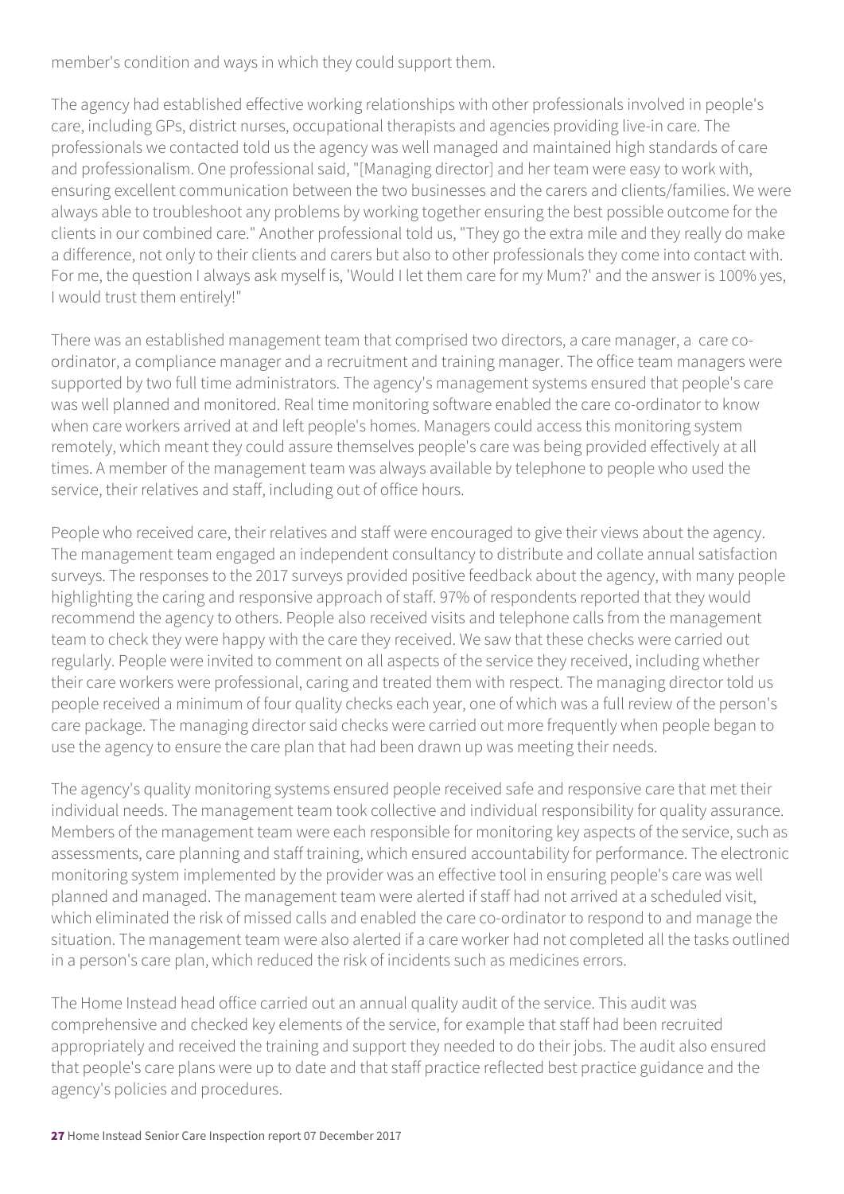member's condition and ways in which they could support them.

The agency had established effective working relationships with other professionals involved in people's care, including GPs, district nurses, occupational therapists and agencies providing live-in care. The professionals we contacted told us the agency was well managed and maintained high standards of care and professionalism. One professional said, "[Managing director] and her team were easy to work with, ensuring excellent communication between the two businesses and the carers and clients/families. We were always able to troubleshoot any problems by working together ensuring the best possible outcome for the clients in our combined care." Another professional told us, "They go the extra mile and they really do make a difference, not only to their clients and carers but also to other professionals they come into contact with. For me, the question I always ask myself is, 'Would I let them care for my Mum?' and the answer is 100% yes, I would trust them entirely!"

There was an established management team that comprised two directors, a care manager, a care co-ordinator, a compliance manager and a recruitment and training manager. The office team managers were supported by two full time administrators. The agency's management systems ensured that people's care was well planned and monitored. Real time monitoring software enabled the care co-ordinator to know when care workers arrived at and left people's homes. Managers could access this monitoring system remotely, which meant they could assure themselves people's care was being provided effectively at all times. A member of the management team was always available by telephone to people who used the service, their relatives and staff, including out of office hours.

People who received care, their relatives and staff were encouraged to give their views about the agency. The management team engaged an independent consultancy to distribute and collate annual satisfaction surveys. The responses to the 2017 surveys provided positive feedback about the agency, with many people highlighting the caring and responsive approach of staff. 97% of respondents reported that they would recommend the agency to others. People also received visits and telephone calls from the management team to check they were happy with the care they received. We saw that these checks were carried out regularly. People were invited to comment on all aspects of the service they received, including whether their care workers were professional, caring and treated them with respect. The managing director told us people received a minimum of four quality checks each year, one of which was a full review of the person's care package. The managing director said checks were carried out more frequently when people began to use the agency to ensure the care plan that had been drawn up was meeting their needs.

The agency's quality monitoring systems ensured people received safe and responsive care that met their individual needs. The management team took collective and individual responsibility for quality assurance. Members of the management team were each responsible for monitoring key aspects of the service, such as assessments, care planning and staff training, which ensured accountability for performance. The electronic monitoring system implemented by the provider was an effective tool in ensuring people's care was well planned and managed. The management team were alerted if staff had not arrived at a scheduled visit, which eliminated the risk of missed calls and enabled the care co-ordinator to respond to and manage the situation. The management team were also alerted if a care worker had not completed all the tasks outlined in a person's care plan, which reduced the risk of incidents such as medicines errors.

The Home Instead head office carried out an annual quality audit of the service. This audit was comprehensive and checked key elements of the service, for example that staff had been recruited appropriately and received the training and support they needed to do their jobs. The audit also ensured that people's care plans were up to date and that staff practice reflected best practice guidance and the agency's policies and procedures.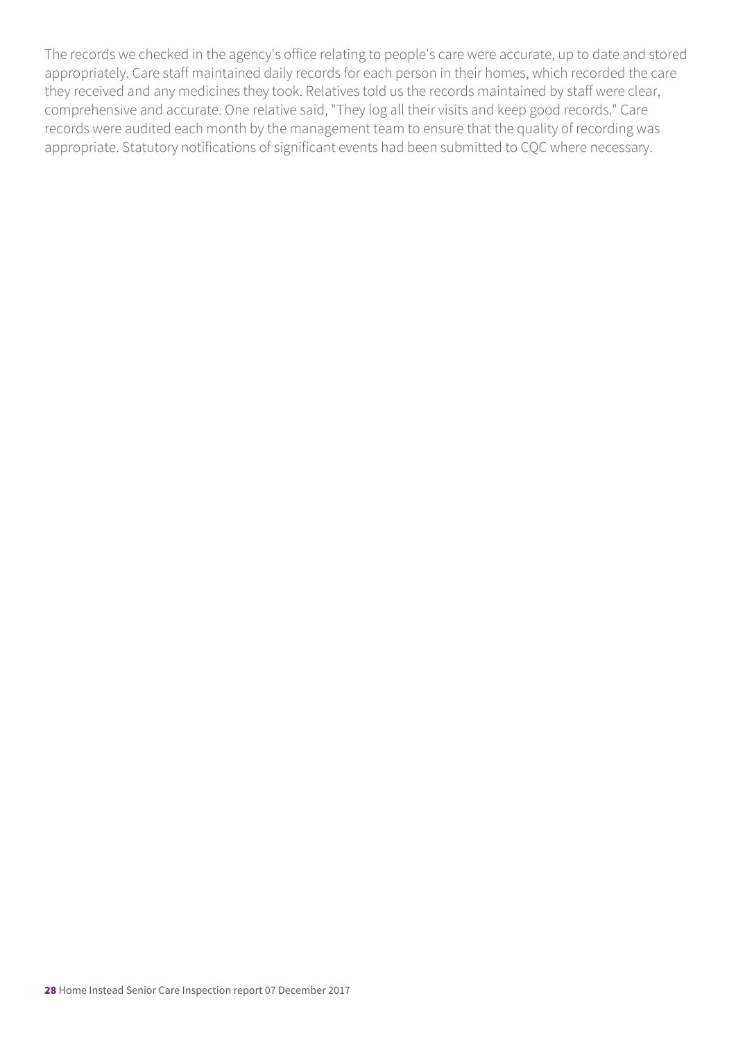The records we checked in the agency's office relating to people's care were accurate, up to date and stored appropriately. Care staff maintained daily records for each person in their homes, which recorded the care they received and any medicines they took. Relatives told us the records maintained by staff were clear, comprehensive and accurate. One relative said, "They log all their visits and keep good records." Care records were audited each month by the management team to ensure that the quality of recording was appropriate. Statutory notifications of significant events had been submitted to CQC where necessary.